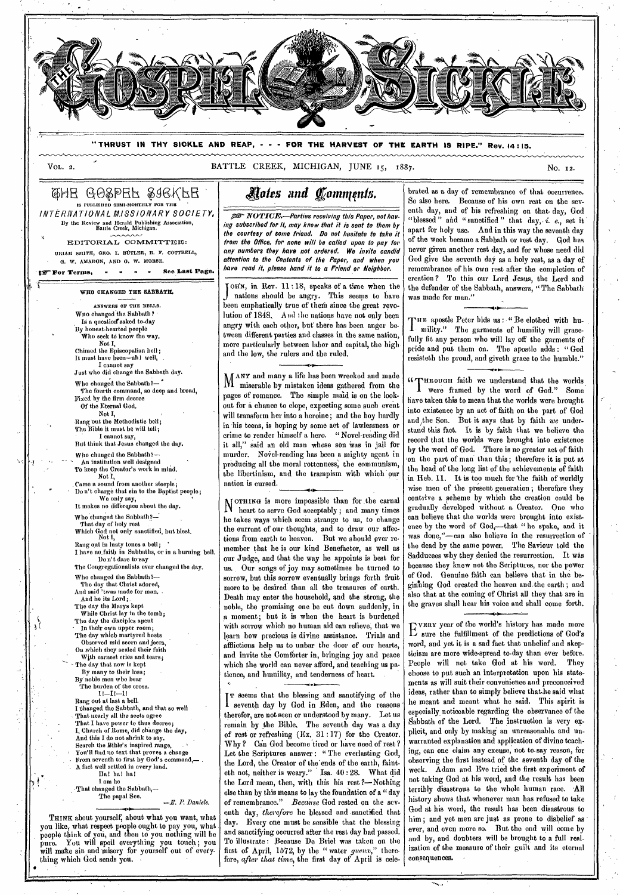# THE GOSPEL SICKLE.

"THRUST IN THY SICKLE AND REAP, - - - FOR THE HARVEST OF THE EARTH IS RIPE." Rev. 14:15.

VOL. 2. BATTLE CREEK, MICHIGAN, JUNE 15, 1887. No. 12.

THE GOSPEL SICKLE IS PUBLISHED SEMI-MONTHLY FOR THE *INTERNATIONAL MISSIONARY SOCIETY*, By the Review and Herald Publishing Association, Battle Creek, Michigan.

EDITORIAL COMMITTEE:

URIAH SMITH, GEO. I. BUTLER, R. F. COTTRELL, G. W. AMADON, AND G. W. MORSE.

☞ For Terms, - - - - See Last Page.

### WHO CHANGED THE SABBATH.

ANSWERS OF THE BELLS.

Who changed the Sabbath?
Is a question asked to-day
By honest-hearted people
Who seek to know the way.
Not I,
Chimed the Episcopalian bell;
It must have been—ah! well,
I cannot say
Just who did change the Sabbath day.

Who changed the Sabbath?—
The fourth command, so deep and broad,
Fixed by the firm decree
Of the Eternal God.
Not I,
Rang out the Methodistic bell;
The Bible it must be will tell;
I cannot say,
But think that Jesus changed the day.

Who changed the Sabbath?—
An institution well designed
To keep the Creator's work in mind.
Not I,
Came a sound from another steeple;
Do n't charge that sin to the Baptist people;
We only say,
It makes no difference about the day.

Who changed the Sabbath?—
That day of holy rest
Which God not only sanctified, but blest.
Not I,
Rang out in lusty tones a bell;
I have no faith in Sabbaths, or in a burning bell.
Do n't dare to say
The Congregationalists ever changed the day.

Who changed the Sabbath?—
The day that Christ adored,
And said 'twas made for man,
And he its Lord;
The day the Marys kept
While Christ lay in the tomb;
The day the disciples spent
In their own upper room;
The day which martyred hosts
Observed mid scorn and jeers,
On which they sealed their faith
With earnest cries and tears;
The day that now is kept
By many to their loss;
By noble men who bear
The burden of the cross.
I!—I!—I!
Rang out at last a bell.
I changed the Sabbath, and that so well
That nearly all the sects agree
That I have power to thus decree;
I, Church of Rome, did change the day,
And this I do not shrink to say.
Search the Bible's inspired range,
You'll find no text that proves a change
From seventh to first by God's command,—
A fact well settled in every land.
Ha! ha! ha!
I am he
That changed the Sabbath,—
The papal See.

—*E. P. Daniels.*

THINK about yourself, about what you want, what you like, what respect people ought to pay you, what people think of you, and then to you nothing will be pure. You will spoil everything you touch; you will make sin and misery for yourself out of everything which God sends you.

## Notes and Comments.

☞ *NOTICE.—Parties receiving this Paper, not having subscribed for it, may know that it is sent to them by the courtesy of some friend. Do not hesitate to take it from the Office, for none will be called upon to pay for any numbers they have not ordered. We invite candid attention to the Contents of the Paper, and when you have read it, please hand it to a Friend or Neighbor.*

JOHN, in Rev. 11:18, speaks of a time when the nations should be angry. This seems to have been emphatically true of them since the great revolution of 1848. And the nations have not only been angry with each other, but there has been anger between different parties and classes in the same nation, more particularly between labor and capital, the high and the low, the rulers and the ruled.

MANY and many a life has been wrecked and made miserable by mistaken ideas gathered from the pages of romance. The simple maid is on the lookout for a chance to elope, expecting some such event will transform her into a heroine; and the boy hardly in his teens, is hoping by some act of lawlessness or crime to render himself a hero. "Novel-reading did it all," said an old man whose son was in jail for murder. Novel-reading has been a mighty agent in producing all the moral rottenness, the communism, the libertinism, and the trampism with which our nation is cursed.

NOTHING is more impossible than for the carnal heart to serve God acceptably; and many times he takes ways which seem strange to us, to change the current of our thoughts, and to draw our affections from earth to heaven. But we should ever remember that he is our kind Benefactor, as well as our Judge, and that the way he appoints is best for us. Our songs of joy may sometimes be turned to sorrow, but this sorrow eventually brings forth fruit more to be desired than all the treasures of earth. Death may enter the household, and the strong, the noble, the promising one be cut down suddenly, in a moment; but it is when the heart is burdened with sorrow which no human aid can relieve, that we learn how precious is divine assistance. Trials and afflictions help us to unbar the door of our hearts, and invite the Comforter in, bringing joy and peace which the world can never afford, and teaching us patience, and humility, and tenderness of heart.

IT seems that the blessing and sanctifying of the seventh day by God in Eden, and the reasons therefor, are not seen or understood by many. Let us remain by the Bible. The seventh day was a day of rest or refreshing (Ex. 31:17) for the Creator. Why? Can God become tired or have need of rest? Let the Scriptures answer: "The everlasting God, the Lord, the Creator of the ends of the earth, fainteth not, neither is weary." Isa. 40:28. What did the Lord mean, then, with this his rest?—Nothing else than by this means to lay the foundation of a "day of remembrance." *Because* God rested on the seventh day, *therefore* he blessed and sanctified that day. Every one must be sensible that the blessing and sanctifying occurred after the rest day had passed. To illustrate: Because De Briel was taken on the first of April, 1572, by the "water *gueux*," therefore, *after that time*, the first day of April is celebrated as a day of remembrance of that occurrence. So also here. Because of his own rest on the seventh day, and of his refreshing on that day, God "blessed" and "sanctified" that day, *i. e.*, set it apart for holy use. And in this way the seventh day of the week became a Sabbath or rest day. God has never given another rest day, and for whose need did God give the seventh day as a holy rest, as a day of remembrance of his own rest after the completion of creation? To this our Lord Jesus, the Lord and the defender of the Sabbath, answers, "The Sabbath was made for man."

THE apostle Peter bids us: "Be clothed with humility." The garments of humility will gracefully fit any person who will lay off the garments of pride and put them on. The apostle adds: "God resisteth the proud, and giveth grace to the humble."

"THROUGH faith we understand that the worlds were framed by the word of God." Some have taken this to mean that the worlds were brought into existence by an act of faith on the part of God and the Son. But it says that by faith *we* understand this fact. It is by faith that we believe the record that the worlds were brought into existence by the word of God. There is no greater act of faith on the part of man than this; therefore it is put at the head of the long list of the achievements of faith in Heb. 11. It is too much for the faith of worldly wise men of the present generation; therefore they contrive a scheme by which the creation could be gradually developed without a Creator. One who can believe that the worlds were brought into existence by the word of God,—that "he spake, and it was done,"—can also believe in the resurrection of the dead by the same power. The Saviour told the Sadducees why they denied the resurrection. It was because they knew not the Scriptures, nor the power of God. Genuine faith can believe that in the beginning God created the heaven and the earth; and also that at the coming of Christ all they that are in the graves shall hear his voice and shall come forth.

EVERY year of the world's history has made more sure the fulfillment of the predictions of God's word, and yet it is a sad fact that unbelief and skepticism are more wide-spread to-day than ever before. People will not take God at his word. They choose to put such an interpretation upon his statements as will suit their convenience and preconceived ideas, rather than to simply believe that he said what he meant and meant what he said. This spirit is especially noticeable regarding the observance of the Sabbath of the Lord. The instruction is very explicit, and only by making an unreasonable and unwarranted explanation and application of divine teaching, can one claim any excuse, not to say reason, for observing the first instead of the seventh day of the week. Adam and Eve tried the first experiment of not taking God at his word, and the result has been terribly disastrous to the whole human race. All history shows that whenever man has refused to take God at his word, the result has been disastrous to him; and yet men are just as prone to disbelief as ever, and even more so. But the end will come by and by, and doubters will be brought to a full realization of the measure of their guilt and its eternal consequences.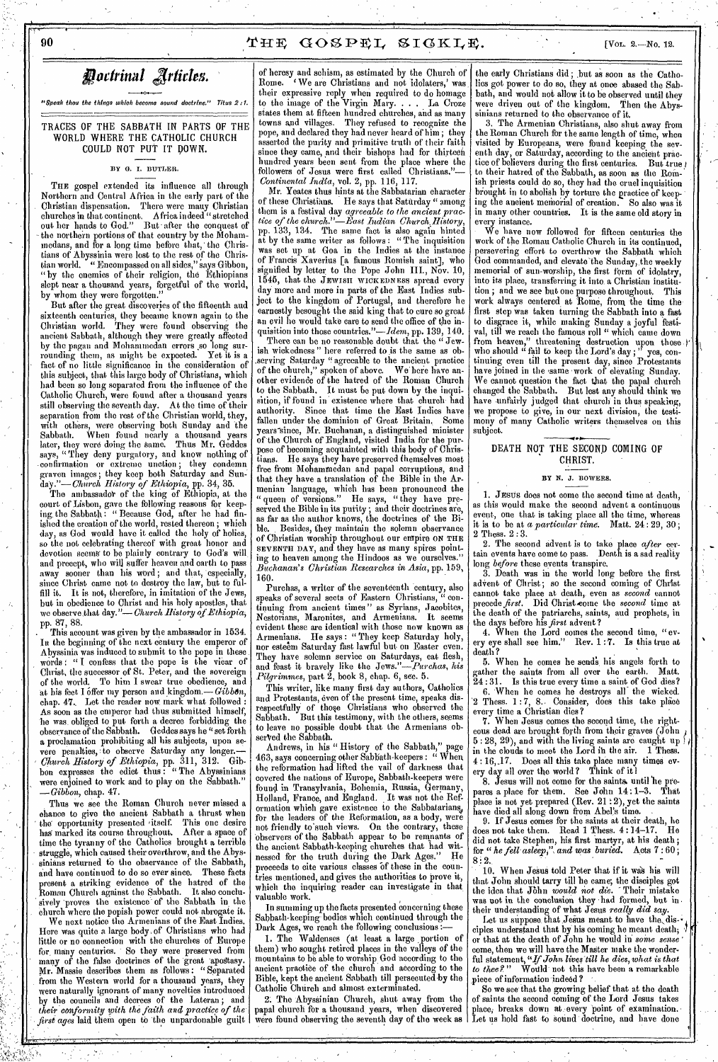## Doctrinal Articles.

*"Speak thou the things which become sound doctrine." Titus 2:1.*

### TRACES OF THE SABBATH IN PARTS OF THE WORLD WHERE THE CATHOLIC CHURCH COULD NOT PUT IT DOWN.

BY G. I. BUTLER.

THE gospel extended its influence all through Northern and Central Africa in the early part of the Christian dispensation. There were many Christian churches in that continent. Africa indeed "stretched out her hands to God." But after the conquest of the northern portions of that country by the Mohammedans, and for a long time before that, the Christians of Abyssinia were lost to the rest of the Christian world. "Encompassed on all sides," says Gibbon, "by the enemies of their religion, the Ethiopians slept near a thousand years, forgetful of the world, by whom they were forgotten."

But after the great discoveries of the fifteenth and sixteenth centuries, they became known again to the Christian world. They were found observing the ancient Sabbath, although they were greatly affected by the pagan and Mohammedan errors so long surrounding them, as might be expected. Yet it is a fact of no little significance in the consideration of this subject, that this large body of Christians, which had been so long separated from the influence of the Catholic Church, were found after a thousand years still observing the seventh day. At the time of their separation from the rest of the Christian world, they, with others, were observing both Sunday and the Sabbath. When found nearly a thousand years later, they were doing the same. Thus Mr. Geddes says, "They deny purgatory, and know nothing of confirmation or extreme unction; they condemn graven images; they keep both Saturday and Sunday."—*Church History of Ethiopia*, pp. 34, 35.

The ambassador of the king of Ethiopia, at the court of Lisbon, gave the following reasons for keeping the Sabbath: "Because God, after he had finished the creation of the world, rested thereon; which day, as God would have it called the holy of holies, so the not celebrating thereof with great honor and devotion seems to be plainly contrary to God's will and precept, who will suffer heaven and earth to pass away sooner than his word; and that, especially, since Christ came not to destroy the law, but to fulfill it. It is not, therefore, in imitation of the Jews, but in obedience to Christ and his holy apostles, that we observe that day."—*Church History of Ethiopia*, pp. 87, 88.

This account was given by the ambassador in 1534. In the beginning of the next century the emperor of Abyssinia was induced to submit to the pope in these words: "I confess that the pope is the vicar of Christ, the successor of St. Peter, and the sovereign of the world. To him I swear true obedience, and at his feet I offer my person and kingdom.—*Gibbon*, chap. 47. Let the reader now mark what followed: As soon as the emperor had thus submitted himself, he was obliged to put forth a decree forbidding the observance of the Sabbath. Geddes says he "set forth a proclamation prohibiting all his subjects, upon severe penalties, to observe Saturday any longer.—*Church History of Ethiopia*, p. 311, 312. Gibbon expresses the edict thus: "The Abyssinians were enjoined to work and to play on the Sabbath." —*Gibbon*, chap. 47.

Thus we see the Roman Church never missed a chance to give the ancient Sabbath a thrust when the opportunity presented itself. This one desire has marked its course throughout. After a space of time the tyranny of the Catholics brought a terrible struggle, which caused their overthrow, and the Abyssinians returned to the observance of the Sabbath, and have continued to do so ever since. These facts present a striking evidence of the hatred of the Roman Church against the Sabbath. It also conclusively proves the existence of the Sabbath in the church where the popish power could not abrogate it.

We next notice the Armenians of the East Indies. Here was quite a large body of Christians who had little or no connection with the churches of Europe for many centuries. So they were preserved from many of the false doctrines of the great apostasy. Mr. Massie describes them as follows: "Separated from the Western world for a thousand years, they were naturally ignorant of many novelties introduced by the councils and decrees of the Lateran; and *their conformity with the faith and practice of the first ages* laid them open to the unpardonable guilt of heresy and schism, as estimated by the Church of Rome. 'We are Christians and not idolaters,' was their expressive reply when required to do homage to the image of the Virgin Mary. . . . La Croze states them at fifteen hundred churches, and as many towns and villages. They refused to recognize the pope, and declared they had never heard of him; they asserted the purity and primitive truth of their faith since they came, and their bishops had for thirteen hundred years been sent from the place where the followers of Jesus were first called Christians."—*Continental India*, vol. 2, pp. 116, 117.

Mr. Yeates thus hints at the Sabbatarian character of these Christians. He says that Saturday "among them is a festival day *agreeable to the ancient practice of the church*."—*East Indian Church History*, pp. 133, 134. The same fact is also again hinted at by the same writer as follows: "The inquisition was set up at Goa in the Indies at the instance of Francis Xaverius [a famous Romish saint], who signified by letter to the Pope John III., Nov. 10, 1545, that the JEWISH WICKEDNESS spread every day more and more in parts of the East Indies subject to the kingdom of Portugal, and therefore he earnestly besought the said king that to cure so great an evil he would take care to send the office of the inquisition into those countries."—*Idem*, pp. 139, 140.

There can be no reasonable doubt that the "Jewish wickedness" here referred to is the same as observing Saturday "agreeable to the ancient practice of the church," spoken of above. We here have another evidence of the hatred of the Roman Church to the Sabbath. It must be put down by the inquisition, if found in existence where that church had authority. Since that time the East Indies have fallen under the dominion of Great Britain. Some years since, Mr. Buchanan, a distinguished minister of the Church of England, visited India for the purpose of becoming acquainted with this body of Christians. He says they have preserved themselves most free from Mohammedan and papal corruptions, and that they have a translation of the Bible in the Armenian language, which has been pronounced the "queen of versions." He says, "they have preserved the Bible in its purity; and their doctrines are, as far as the author knows, the doctrines of the Bible. Besides, they maintain the solemn observance of Christian worship throughout our empire ON THE SEVENTH DAY, and they have as many spires pointing to heaven among the Hindoos as we ourselves." *Buchanan's Christian Researches in Asia*, pp. 159, 160.

Purchas, a writer of the seventeenth century, also speaks of several sects of Eastern Christians, "continuing from ancient times" as Syrians, Jacobites, Nestorians, Maronites, and Armenians. It seems evident these are identical with those now known as Armenians. He says: "They keep Saturday holy, nor esteem Saturday fast lawful but on Easter even. They have solemn service on Saturdays, eat flesh, and feast it bravely like the Jews."—*Purchas, his Pilgrimmes*, part 2, book 8, chap. 6, sec. 5.

This writer, like many first day authors, Catholics and Protestants, even of the present time, speaks disrespectfully of those Christians who observed the Sabbath. But this testimony, with the others, seems to leave no possible doubt that the Armenians observed the Sabbath.

Andrews, in his "History of the Sabbath," page 463, says concerning other Sabbath-keepers: "When the reformation had lifted the vail of darkness that covered the nations of Europe, Sabbath-keepers were found in Transylvania, Bohemia, Russia, Germany, Holland, France, and England. It was not the Reformation which gave existence to the Sabbatarians, for the leaders of the Reformation, as a body, were not friendly to such views. On the contrary, these observers of the Sabbath appear to be remnants of the ancient Sabbath-keeping churches that had witnessed for the truth during the Dark Ages." He proceeds to cite various classes of these in the countries mentioned, and gives the authorities to prove it, which the inquiring reader can investigate in that valuable work.

In summing up the facts presented concerning these Sabbath-keeping bodies which continued through the Dark Ages, we reach the following conclusions:—

1. The Waldenses (at least a large portion of them) who sought retired places in the valleys of the mountains to be able to worship God according to the ancient practice of the church and according to the Bible, kept the ancient Sabbath till persecuted by the Catholic Church and almost exterminated.

2. The Abyssinian Church, shut away from the papal church for a thousand years, when discovered were found observing the seventh day of the week as the early Christians did; but as soon as the Catholics got power to do so, they at once abused the Sabbath, and would not allow it to be observed until they were driven out of the kingdom. Then the Abyssinians returned to the observance of it.

3. The Armenian Christians, also shut away from the Roman Church for the same length of time, when visited by Europeans, were found keeping the seventh day, or Saturday, according to the ancient practice of believers during the first centuries. But true to their hatred of the Sabbath, as soon as the Romish priests could do so, they had the cruel inquisition brought in to abolish by torture the practice of keeping the ancient memorial of creation. So also was it in many other countries. It is the same old story in every instance.

We have now followed for fifteen centuries the work of the Roman Catholic Church in its continued, persevering effort to overthrow the Sabbath which God commanded, and elevate the Sunday, the weekly memorial of sun-worship, the first form of idolatry, into its place, transferring it into a Christian institution; and we see but one purpose throughout. This work always centered at Rome, from the time the first step was taken turning the Sabbath into a fast to disgrace it, while making Sunday a joyful festival, till we reach the famous roll "which came down from heaven," threatening destruction upon those who should "fail to keep the Lord's day;" yes, continuing even till the present day, since Protestants have joined in the same work of elevating Sunday. We cannot question the fact that the papal church changed the Sabbath. But lest any should think we have unfairly judged that church in thus speaking, we propose to give, in our next division, the testimony of many Catholic writers themselves on this subject.

### DEATH NOT THE SECOND COMING OF CHRIST.

BY N. J. BOWERS.

1. JESUS does not come the second time at death, as this would make the second advent a continuous event, one that is taking place all the time, whereas it is to be at *a particular time*. Matt. 24:29, 30; 2 Thess. 2:3.

2. The second advent is to take place *after* certain events have come to pass. Death is a sad reality long *before* these events transpire.

3. Death was in the world long before the first advent of Christ; so the second coming of Christ cannot take place at death, even as *second* cannot precede *first*. Did Christ come the *second* time at the death of the patriarchs, saints, and prophets, in the days before his *first* advent?

4. When the Lord comes the second time, "every eye shall see him." Rev. 1:7. Is this true at death?

5. When he comes he sends his angels forth to gather the saints from all over the earth. Matt. 24:31. Is this true every time a saint of God dies?

6. When he comes he destroys all the wicked. 2 Thess. 1:7, 8. Consider, does this take place every time a Christian dies?

7. When Jesus comes the second time, the righteous dead are brought forth from their graves (John 5:28, 29), and with the living saints are caught up in the clouds to meet the Lord in the air. 1 Thess. 4:16, 17. Does all this take place many times every day all over the world? Think of it!

8. Jesus will not come for the saints until he prepares a place for them. See John 14:1-3. That place is not yet prepared (Rev. 21:2), yet the saints have died all along down from Abel's time.

9. If Jesus comes for the saints at their death, he does not take them. Read 1 Thess. 4:14-17. He did not take Stephen, his first martyr, at his death; for "*he fell asleep*," *and was buried*. Acts 7:60; 8:2.

10. When Jesus told Peter that if it was his will that John should tarry till he came, the disciples got the idea that John *would not die*. Their mistake was not in the conclusion they had formed, but in their understanding of what Jesus *really did say*.

Let us suppose that Jesus meant to have the disciples understand that by his coming he meant death; or that at the death of John he would in *some sense* come, then we will have the Master make the wonderful statement, "*If John lives till he dies, what is that to thee?*" Would not this have been a remarkable piece of information indeed?

So we see that the growing belief that at the death of saints the second coming of the Lord Jesus takes place, breaks down at every point of examination. Let us hold fast to sound doctrine, and have done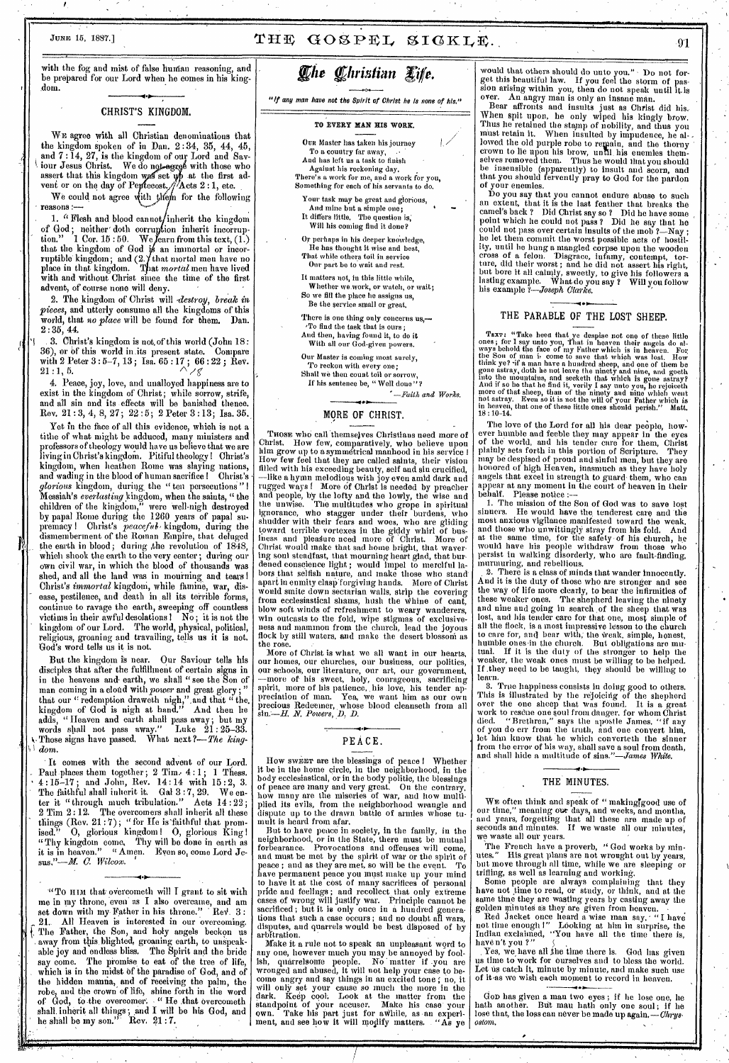with the fog and mist of false human reasoning, and be prepared for our Lord when he comes in his kingdom.

## CHRIST'S KINGDOM.

We agree with all Christian denominations that the kingdom spoken of in Dan. 2:34, 35, 44, 45, and 7:14, 27, is the kingdom of our Lord and Saviour Jesus Christ. We do not agree with those who assert that this kingdom was set up at the first advent or on the day of Pentecost. Acts 2:1, etc.

We could not agree with them for the following reasons:—

1. "Flesh and blood cannot inherit the kingdom of God; neither doth corruption inherit incorruption." 1 Cor. 15:50. We learn from this text, (1.) that the kingdom of God is an immortal or incorruptible kingdom; and (2.) that mortal men have no place in that kingdom. That *mortal* men have lived with and without Christ since the time of the first advent, of course none will deny.

2. The kingdom of Christ will *destroy, break in pieces*, and utterly consume all the kingdoms of this world, that *no place* will be found for them. Dan. 2:35, 44.

3. Christ's kingdom is not of this world (John 18:36), or of this world in its present state. Compare with 2 Peter 3:5-7, 13; Isa. 65:17; 66:22; Rev. 21:1, 5.

4. Peace, joy, love, and unalloyed happiness are to exist in the kingdom of Christ; while sorrow, strife, and all sin and its effects will be banished thence. Rev. 21:3, 4, 8, 27; 22:5; 2 Peter 3:13; Isa. 35.

Yet in the face of all this evidence, which is not a tithe of what might be adduced, many ministers and professors of theology would have us believe that we are living in Christ's kingdom. Pitiful theology! Christ's kingdom, when heathen Rome was slaying nations, and wading in the blood of human sacrifice! Christ's *glorious* kingdom, during the "ten persecutions"! Messiah's *everlasting* kingdom, when the saints, "the children of the kingdom," were well-nigh destroyed by papal Rome during the 1260 years of papal supremacy! Christ's *peaceful* kingdom, during the dismemberment of the Roman Empire, that deluged the earth in blood; during the revolution of 1848, which shook the earth to the very center; during our own civil war, in which the blood of thousands was shed, and all the land was in mourning and tears! Christ's *immortal* kingdom, while famine, war, disease, pestilence, and death in all its terrible forms, continue to ravage the earth, sweeping off countless victims in their awful desolations! No; it is not the kingdom of our Lord. The world, physical, political, religious, groaning and travailing, tells us it is not. God's word tells us it is not.

But the kingdom is near. Our Saviour tells his disciples that after the fulfillment of certain signs in in the heavens and earth, we shall "see the Son of man coming in a cloud with *power* and great glory;" that our "redemption draweth nigh," and that "the kingdom of God is nigh at hand." And then he adds, "Heaven and earth shall pass away; but my words shall not pass away." Luke 21:25-33. Those signs have passed. What next?—*The kingdom*.

It comes with the second advent of our Lord. Paul places them together; 2 Tim. 4:1; 1 Thess. 4:15-17; and John, Rev. 14:14 with 15:2, 3. The faithful shall inherit it. Gal 3:7, 29. We enter it "through much tribulation." Acts 14:22; 2 Tim 2:12. The overcomers shall inherit all these things (Rev. 21:7); "for He is faithful that promised." O, glorious kingdom! O, glorious King! "Thy kingdom come, Thy will be done in earth as it is in heaven." "Amen. Even so, come Lord Jesus."—*M. C. Wilcox.*

---

"To him that overcometh will I grant to sit with me in my throne, even as I also overcame, and am set down with my Father in his throne." Rev. 3:21. All Heaven is interested in our overcoming. The Father, the Son, and holy angels beckon us away from this blighted, groaning earth, to unspeakable joy and endless bliss. The Spirit and the bride say come. The promise to eat of the tree of life, which is in the midst of the paradise of God, and of the hidden manna, and of receiving the palm, the robe, and the crown of life, shine forth in the word of God, to the overcomer. "He that overcometh shall inherit all things; and I will be his God, and he shall be my son." Rev. 21:7.

# The Christian Life.

*"If any man have not the Spirit of Christ he is none of his."*

### TO EVERY MAN HIS WORK.

Our Master has taken his journey
To a country far away,
And has left us a task to finish
Against his reckoning day.
There's a work for me, and a work for you,
Something for each of his servants to do.

Your task may be great and glorious,
And mine but a simple one;
It differs little. The question is,
Will his coming find it done?

Or perhaps in his deeper knowledge,
He has thought it wise and best,
That while others toil in service
Our part be to wait and rest.

It matters not, in this little while,
Whether we work, or watch, or wait;
So we fill the place he assigns us,
Be the service small or great.

There is one thing only concerns us,—
To find the task that is ours;
And then, having found it, to do it
With all our God-given powers.

Our Master is coming most surely,
To reckon with every one;
Shall we then count toil or sorrow,
If his sentence be, "Well done"?

—*Faith and Works.*

## MORE OF CHRIST.

Those who call themselves Christians need more of Christ. How few, comparatively, who believe upon him grow up to a symmetrical manhood in his service! How few feel that they are called saints, their vision filled with his exceeding beauty, self and sin crucified, —like a hymn melodious with joy even amid dark and rugged ways! More of Christ is needed by preacher and people, by the lofty and the lowly, the wise and the unwise. The multitudes who grope in spiritual ignorance, who stagger under their burdens, who shudder with their fears and woes, who are gliding toward terrible vortexes in the giddy whirl of business and pleasure need more of Christ. More of Christ would make that sad home bright, that wavering soul steadfast, that mourning heart glad, that burdened conscience light; would impel to merciful labors that selfish nature, and make those who stand apart in enmity clasp forgiving hands. More of Christ would smite down sectarian walls, strip the covering from ecclesiastical shams, hush the whine of cant, blow soft winds of refreshment to weary wanderers, win outcasts to the fold, wipe stigmas of exclusiveness and mammon from the church, lead the joyous flock by still waters, and make the desert blossom as the rose.

More of Christ is what we all want in our hearts, our homes, our churches, our business, our politics, our schools, our literature, our art, our government, —more of his sweet, holy, courageous, sacrificing spirit, more of his patience, his love, his tender appreciation of man. Yea, we want him as our own precious Redeemer, whose blood cleanseth from all sin.—*H. N. Powers, D. D.*

## PEACE.

How sweet are the blessings of peace! Whether it be in the home circle, in the neighborhood, in the body ecclesiastical, or in the body politic, the blessings of peace are many and very great. On the contrary, how many are the miseries of war, and how multiplied its evils, from the neighborhood wrangle and dispute up to the drawn battle of armies whose tumult is heard from afar.

But to have peace in society, in the family, in the neighborhood, or in the State, there must be mutual forbearance. Provocations and offenses will come, and must be met by the spirit of war or the spirit of peace; and as they are met, so will be the event. To have permanent peace you must make up your mind to have it at the cost of many sacrifices of personal pride and feelings; and recollect that only extreme cases of wrong will justify war. Principle cannot be sacrificed; but it is only once in a hundred generations that such a case occurs; and no doubt all wars, disputes, and quarrels would be best disposed of by arbitration.

Make it a rule not to speak an unpleasant word to any one, however much you may be annoyed by foolish, quarrelsome people. No matter if you are wronged and abused, it will not help your case to become angry and say things in an excited tone; no, it will only set your cause so much the more in the dark. Keep cool. Look at the matter from the standpoint of your accuser. Make his case your own. Take his part just for awhile, as an experiment, and see how it will modify matters. "As ye would that others should do unto you." Do not forget this beautiful law. If you feel the storm of passion arising within you, then do not speak until it is over. An angry man is only an insane man.

Bear affronts and insults just as Christ did his. When spit upon, he only wiped his kingly brow. Thus he retained the stamp of nobility, and thus you must retain it. When insulted by impudence, he allowed the old purple robe to remain, and the thorny crown to lie upon his brow, until his enemies themselves removed them. Thus he would that you should be insensible (apparently) to insult and scorn, and that you should fervently pray to God for the pardon of your enemies.

Do you say that you cannot endure abuse to such an extent, that it is the last feather that breaks the camel's back? Did Christ say so? Did he have some point which he could not pass? Did he say that he could not pass over certain insults of the mob?—Nay; he let them commit the worst possible acts of hostility, until he hung a mangled corpse upon the wooden cross of a felon. Disgrace, infamy, contempt, torture, did their worst; and he did not assert his right, but bore it all calmly, sweetly, to give his followers a lasting example. What do you say? Will you follow his example?—*Joseph Clarke.*

## THE PARABLE OF THE LOST SHEEP.

Text: "Take heed that ye despise not one of these little ones; for I say unto you, That in heaven their angels do always behold the face of my Father which is in heaven. For the Son of man is come to save that which was lost. How think ye? if a man have a hundred sheep, and one of them be gone astray, doth he not leave the ninety and nine, and goeth into the mountains, and seeketh that which is gone astray? And if so be that he find it, verily I say unto you, he rejoiceth more of that sheep, than of the ninety and nine which went not astray. Even so it is not the will of your Father which is in heaven, that one of these little ones should perish." Matt. 18:10-14.

The love of the Lord for all his dear people, however humble and feeble they may appear in the eyes of the world, and his tender care for them, Christ plainly sets forth in this portion of Scripture. They may be despised of proud and sinful men, but they are honored of high Heaven, inasmuch as they have holy angels that excel in strength to guard them, who can appear at any moment in the court of heaven in their behalf. Please notice:—

1. The mission of the Son of God was to save lost sinners. He would have the tenderest care and the most anxious vigilance manifested toward the weak, and those who unwittingly stray from his fold. And at the same time, for the safety of his church, he would have his people withdraw from those who persist in walking disorderly, who are fault-finding, murmuring, and rebellious.

2. There is a class of minds that wander innocently. And it is the duty of those who are stronger and see the way of life more clearly, to bear the infirmities of these weaker ones. The shepherd leaving the ninety and nine and going in search of the sheep that was lost, and his tender care for that one, most simple of all the flock, is a most impressive lesson to the church to care for, and bear with, the weak, simple, honest, humble ones in the church. But obligations are mutual. If it is the duty of the stronger to help the weaker, the weak ones must be willing to be helped. If they need to be taught, they should be willing to learn.

3. True happiness consists in doing good to others. This is illustrated by the rejoicing of the shepherd over the one sheep that was found. It is a great work to rescue one soul from danger, for whom Christ died. "Brethren," says the apostle James, "if any of you do err from the truth, and one convert him, let him know that he which converteth the sinner from the error of his way, shall save a soul from death, and shall hide a multitude of sins."—*James White.*

## THE MINUTES.

We often think and speak of "making good use of our time," meaning our days, and weeks, and months, and years, forgetting that all these are made up of seconds and minutes. If we waste all our minutes, we waste all our years.

The French have a proverb, "God works by minutes." His great plans are not wrought out by years, but move through all time, while we are sleeping or trifling, as well as learning and working.

Some people are always complaining that they have not time to read, or study, or think, and at the same time they are wasting years by casting away the golden minutes as they are given from heaven.

Red Jacket once heard a wise man say, "I have not time enough!" Looking at him in surprise, the Indian exclaimed, "You have all the time there is, have n't you?"

Yes, we have all the time there is. God has given us time to work for ourselves and to bless the world. Let us catch it, minute by minute, and make such use of it as we wish each moment to record in heaven.

---

God has given a man two eyes; if he lose one, he hath another. But man hath only one soul; if he lose that, the loss can never be made up again.—*Chrysostom.*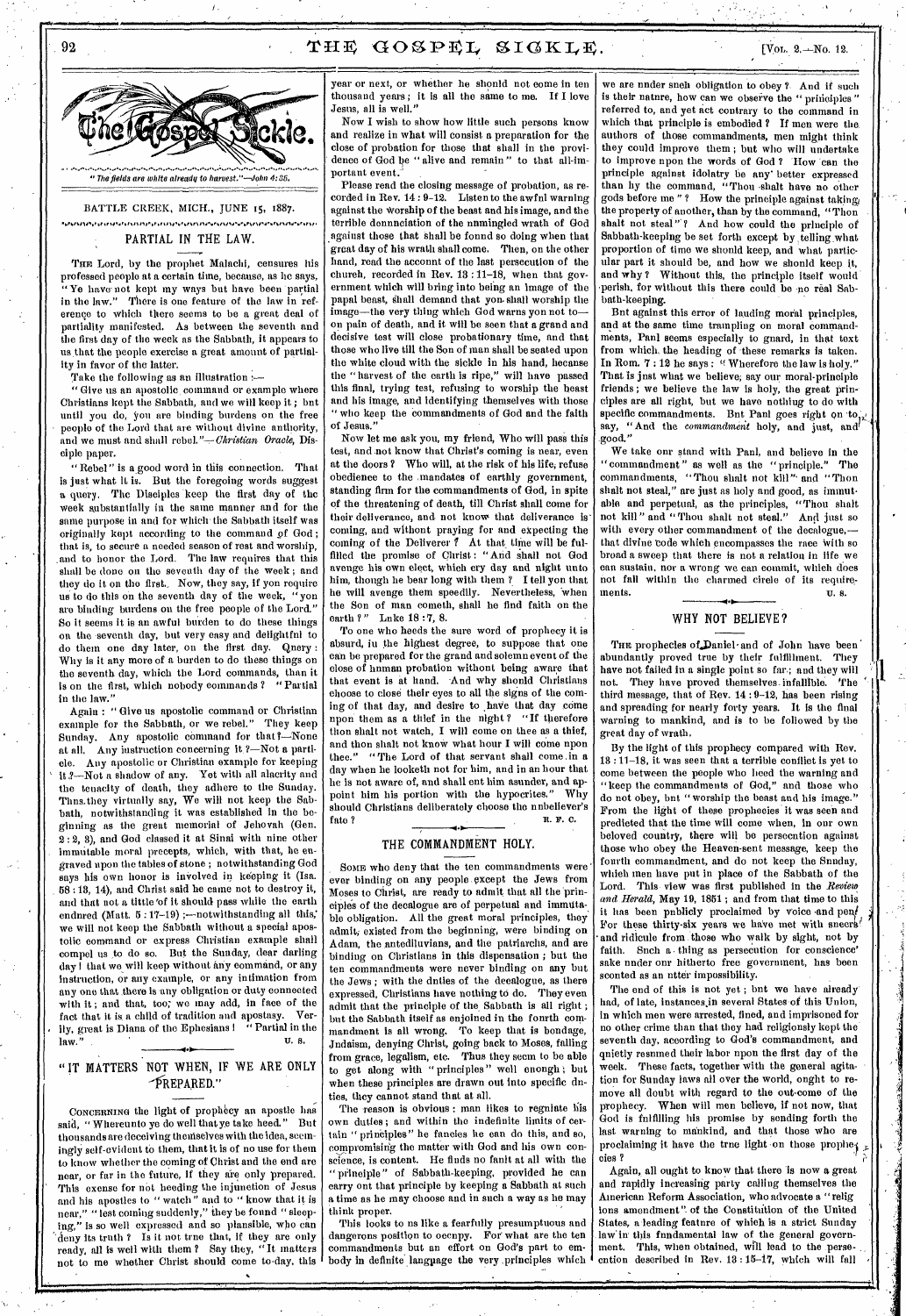# The Gospel Sickle.

"The fields are white already to harvest."—John 4:35.

BATTLE CREEK, MICH., JUNE 15, 1887.

## PARTIAL IN THE LAW.

THE Lord, by the prophet Malachi, censures his professed people at a certain time, because, as he says, "Ye have not kept my ways but have been partial in the law." There is one feature of the law in reference to which there seems to be a great deal of partiality manifested. As between the seventh and the first day of the week as the Sabbath, it appears to us that the people exercise a great amount of partiality in favor of the latter.

Take the following as an illustration:—

"Give us an apostolic command or example where Christians kept the Sabbath, and we will keep it; but until you do, you are binding burdens on the free people of the Lord that are without divine authority, and we must and shall rebel."—*Christian Oracle*, Disciple paper.

"Rebel" is a good word in this connection. That is just what it is. But the foregoing words suggest a query. The Disciples keep the first day of the week substantially in the same manner and for the same purpose in and for which the Sabbath itself was originally kept according to the command of God; that is, to secure a needed season of rest and worship, and to honor the Lord. The law requires that this shall be done on the seventh day of the week; and they do it on the first. Now, they say, if you require us to do this on the seventh day of the week, "you are binding burdens on the free people of the Lord." So it seems it is an awful burden to do these things on the seventh day, but very easy and delightful to do them one day later, on the first day. Query: Why is it any more of a burden to do these things on the seventh day, which the Lord commands, than it is on the first, which nobody commands? "Partial in the law."

Again: "Give us apostolic command or Christian example for the Sabbath, or we rebel." They keep Sunday. Any apostolic command for that?—None at all. Any instruction concerning it?—Not a particle. Any apostolic or Christian example for keeping it?—Not a shadow of any. Yet with all alacrity and the tenacity of death, they adhere to the Sunday. Thus they virtually say, We will not keep the Sabbath, notwithstanding it was established in the beginning as the great memorial of Jehovah (Gen. 2:2, 3), and God classed it at Sinai with nine other immutable moral precepts, which, with that, he engraved upon the tables of stone; notwithstanding God says his own honor is involved in keeping it (Isa. 58:13, 14), and Christ said he came not to destroy it, and that not a tittle of it should pass while the earth endured (Matt. 5:17-19);—notwithstanding all this, we will not keep the Sabbath without a special apostolic command or express Christian example shall compel us to do so. But the Sunday, dear darling day! that we will keep without any command, or any instruction, or any example, or any intimation from any one that there is any obligation or duty connected with it; and that, too, we may add, in face of the fact that it is a child of tradition and apostasy. Verily, great is Diana of the Ephesians! "Partial in the law."

U. S.

## "IT MATTERS NOT WHEN, IF WE ARE ONLY PREPARED."

CONCERNING the light of prophecy an apostle has said, "Whereunto ye do well that ye take heed." But thousands are deceiving themselves with the idea, seemingly self-evident to them, that it is of no use for them to know whether the coming of Christ and the end are near, or far in the future, if they are only prepared. This excuse for not heeding the injunction of Jesus and his apostles to "watch" and to "know that it is near," "lest coming suddenly," they be found "sleeping," is so well expressed and so plausible, who can deny its truth? Is it not true that, if they are only ready, all is well with them? Say they, "It matters not to me whether Christ should come to-day, this year or next, or whether he should not come in ten thousand years; it is all the same to me. If I love Jesus, all is well."

Now I wish to show how little such persons know and realize in what will consist a preparation for the close of probation for those that shall in the providence of God be "alive and remain" to that all-important event.

Please read the closing message of probation, as recorded in Rev. 14:9-12. Listen to the awful warning against the worship of the beast and his image, and the terrible denunciation of the unmingled wrath of God against those that shall be found so doing when that great day of his wrath shall come. Then, on the other hand, read the account of the last persecution of the church, recorded in Rev. 13:11-18, when that government which will bring into being an image of the papal beast, shall demand that you shall worship the image—the very thing which God warns you not to—on pain of death, and it will be seen that a grand and decisive test will close probationary time, and that those who live till the Son of man shall be seated upon the white cloud with the sickle in his hand, because the "harvest of the earth is ripe," will have passed this final, trying test, refusing to worship the beast and his image, and identifying themselves with those "who keep the commandments of God and the faith of Jesus."

Now let me ask you, my friend, Who will pass this test, and not know that Christ's coming is near, even at the doors? Who will, at the risk of his life, refuse obedience to the mandates of earthly government, standing firm for the commandments of God, in spite of the threatening of death, till Christ shall come for their deliverance, and not know that deliverance is coming, and without praying for and expecting the coming of the Deliverer? At that time will be fulfilled the promise of Christ: "And shall not God avenge his own elect, which cry day and night unto him, though he bear long with them? I tell you that he will avenge them speedily. Nevertheless, when the Son of man cometh, shall he find faith on the earth?" Luke 18:7, 8.

To one who heeds the sure word of prophecy it is absurd, in the highest degree, to suppose that one can be prepared for the grand and solemn event of the close of human probation without being aware that that event is at hand. And why should Christians choose to close their eyes to all the signs of the coming of that day, and desire to have that day come upon them as a thief in the night? "If therefore thou shalt not watch, I will come on thee as a thief, and thou shalt not know what hour I will come upon thee." "The Lord of that servant shall come in a day when he looketh not for him, and in an hour that he is not aware of, and shall cut him asunder, and appoint him his portion with the hypocrites." Why should Christians deliberately choose the unbeliever's fate?

R. F. C.

## THE COMMANDMENT HOLY.

SOME who deny that the ten commandments were ever binding on any people except the Jews from Moses to Christ, are ready to admit that all the principles of the decalogue are of perpetual and immutable obligation. All the great moral principles, they admit, existed from the beginning, were binding on Adam, the antediluvians, and the patriarchs, and are binding on Christians in this dispensation; but the ten commandments were never binding on any but the Jews; with the duties of the decalogue, as there expressed, Christians have nothing to do. They even admit that the principle of the Sabbath is all right; but the Sabbath itself as enjoined in the fourth commandment is all wrong. To keep that is bondage, Judaism, denying Christ, going back to Moses, falling from grace, legalism, etc. Thus they seem to be able to get along with "principles" well enough; but when these principles are drawn out into specific duties, they cannot stand that at all.

The reason is obvious: man likes to regulate his own duties; and within the indefinite limits of certain "principles" he fancies he can do this, and so, compromising the matter with God and his own conscience, is content. He finds no fault at all with the "principle" of Sabbath-keeping, provided he can carry out that principle by keeping a Sabbath at such a time as he may choose and in such a way as he may think proper.

This looks to us like a fearfully presumptuous and dangerous position to occupy. For what are the ten commandments but an effort on God's part to embody in definite language the very principles which we are under such obligation to obey? And if such is their nature, how can we observe the "principles" referred to, and yet act contrary to the command in which that principle is embodied? If men were the authors of those commandments, men might think they could improve them; but who will undertake to improve upon the words of God? How can the principle against idolatry be any better expressed than by the command, "Thou shalt have no other gods before me"? How the principle against taking the property of another, than by the command, "Thou shalt not steal"? And how could the principle of Sabbath-keeping be set forth except by telling what proportion of time we should keep, and what particular part it should be, and how we should keep it, and why? Without this, the principle itself would perish, for without this there could be no real Sabbath-keeping.

But against this error of lauding moral principles, and at the same time trampling on moral commandments, Paul seems especially to guard, in that text from which the heading of these remarks is taken. In Rom. 7:12 he says: "Wherefore the law is holy." That is just what we believe; say our moral-principle friends; we believe the law is holy, the great principles are all right, but we have nothing to do with specific commandments. But Paul goes right on to say, "And the *commandment* holy, and just, and good."

We take our stand with Paul, and believe in the "commandment" as well as the "principle." The commandments, "Thou shalt not kill" and "Thou shalt not steal," are just as holy and good, as immutable and perpetual, as the principles, "Thou shalt not kill" and "Thou shalt not steal." And just so with every other commandment of the decalogue,—that divine code which encompasses the race with so broad a sweep that there is not a relation in life we can sustain, nor a wrong we can commit, which does not fall within the charmed circle of its requirements.

U. S.

## WHY NOT BELIEVE?

THE prophecies of Daniel and of John have been abundantly proved true by their fulfillment. They have not failed in a single point so far; and they will not. They have proved themselves infallible. The third message, that of Rev. 14:9-12, has been rising and spreading for nearly forty years. It is the final warning to mankind, and is to be followed by the great day of wrath.

By the light of this prophecy compared with Rev. 13:11-18, it was seen that a terrible conflict is yet to come between the people who heed the warning and "keep the commandments of God," and those who do not obey, but "worship the beast and his image." From the light of these prophecies it was seen and predicted that the time will come when, in our own beloved country, there will be persecution against those who obey the Heaven-sent message, keep the fourth commandment, and do not keep the Sunday, which men have put in place of the Sabbath of the Lord. This view was first published in the *Review and Herald*, May 19, 1851; and from that time to this it has been publicly proclaimed by voice and pen. For these thirty-six years we have met with sneers and ridicule from those who walk by sight, not by faith. Such a thing as persecution for conscience' sake under our hitherto free government, has been scouted as an utter impossibility.

The end of this is not yet; but we have already had, of late, instances in several States of this Union, in which men were arrested, fined, and imprisoned for no other crime than that they had religiously kept the seventh day, according to God's commandment, and quietly resumed their labor upon the first day of the week. These facts, together with the general agitation for Sunday laws all over the world, ought to remove all doubt with regard to the out-come of the prophecy. When will men believe, if not now, that God is fulfilling his promise by sending forth the last warning to mankind, and that those who are proclaiming it have the true light on those prophecies?

Again, all ought to know that there is now a great and rapidly increasing party calling themselves the American Reform Association, who advocate a "religious amendment" of the Constitution of the United States, a leading feature of which is a strict Sunday law in this fundamental law of the general government. This, when obtained, will lead to the persecution described in Rev. 13:15-17, which will fall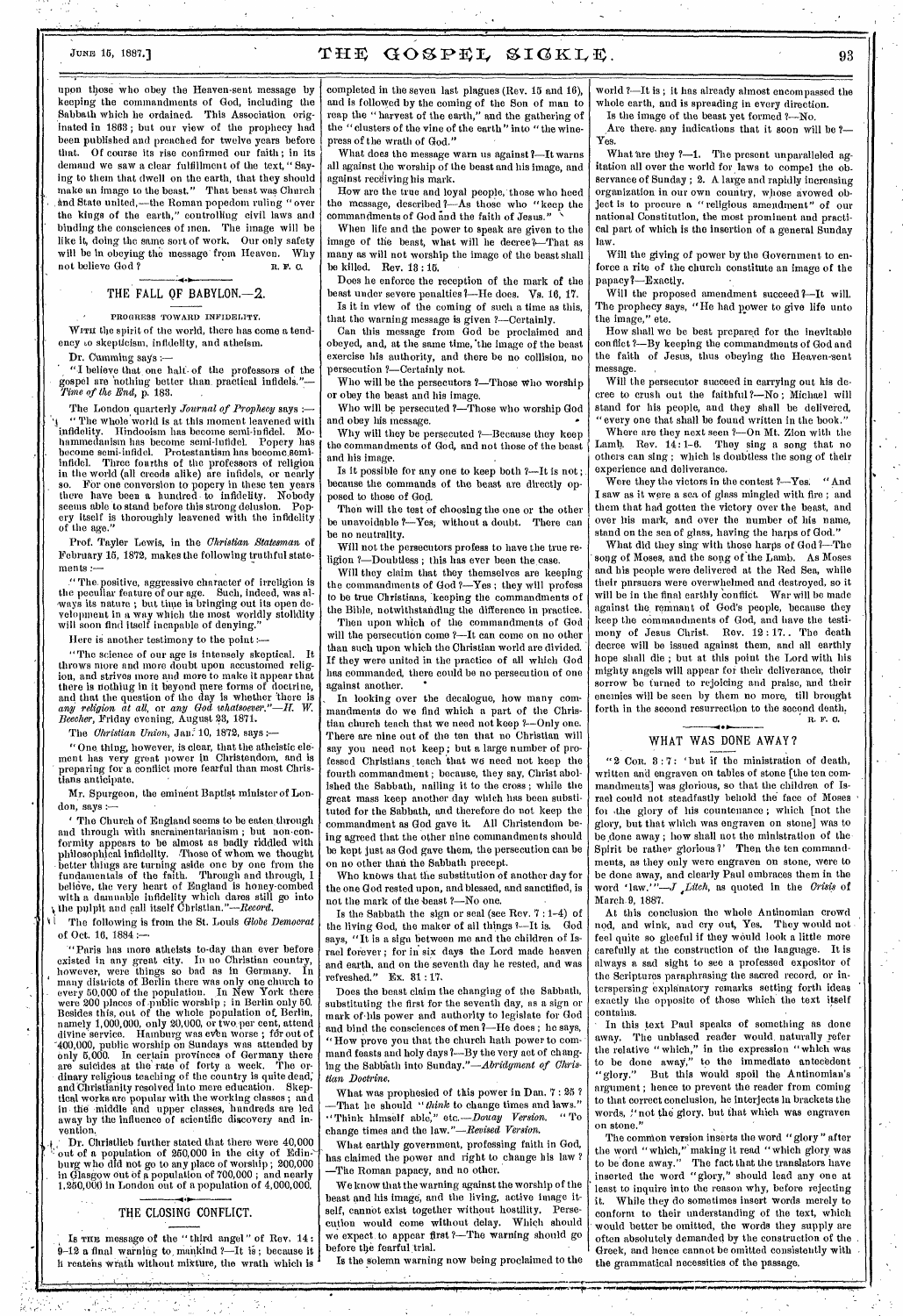upon those who obey the Heaven-sent message by keeping the commandments of God, including the Sabbath which he ordained. This Association originated in 1863; but our view of the prophecy had been published and preached for twelve years before that. Of course its rise confirmed our faith; in its demand we saw a clear fulfillment of the text, "Saying to them that dwell on the earth, that they should make an image to the beast." That beast was Church and State united,—the Roman popedom ruling "over the kings of the earth," controlling civil laws and binding the consciences of men. The image will be like it, doing the same sort of work. Our only safety will be in obeying the message from Heaven. Why not believe God? R. F. C.

## THE FALL OF BABYLON.—2.

PROGRESS TOWARD INFIDELITY.

WITH the spirit of the world, there has come a tendency to skepticism, infidelity, and atheism.

Dr. Cumming says:—

"I believe that one half of the professors of the gospel are nothing better than practical infidels."—*Time of the End*, p. 183.

The London quarterly *Journal of Prophecy* says:—

"The whole world is at this moment leavened with infidelity. Hindooism has become semi-infidel. Mohammedanism has become semi-infidel. Popery has become semi-infidel. Protestantism has become semi-infidel. Three fourths of the professors of religion in the world (all creeds alike) are infidels, or nearly so. For one conversion to popery in these ten years there have been a hundred to infidelity. Nobody seems able to stand before this strong delusion. Popery itself is thoroughly leavened with the infidelity of the age."

Prof. Tayler Lewis, in the *Christian Statesman* of February 15, 1872, makes the following truthful statements:—

"The positive, aggressive character of irreligion is the peculiar feature of our age. Such, indeed, was always its nature; but time is bringing out its open development in a way which the most worldly stolidity will soon find itself incapable of denying."

Here is another testimony to the point:—

"The science of our age is intensely skeptical. It throws more and more doubt upon accustomed religion, and strives more and more to make it appear that there is nothing in it beyond mere forms of doctrine, and that the question of the day is whether there is *any religion at all*, or *any God whatsoever*."—*H. W. Beecher*, Friday evening, August 23, 1871.

The *Christian Union*, Jan. 10, 1872, says:—

"One thing, however, is clear, that the atheistic element has very great power in Christendom, and is preparing for a conflict more fearful than most Christians anticipate.

Mr. Spurgeon, the eminent Baptist minister of London, says:—

'The Church of England seems to be eaten through and through with sacramentarianism; but non-conformity appears to be almost as badly riddled with philosophical infidelity. Those of whom we thought better things are turning aside one by one from the fundamentals of the faith. Through and through, I believe, the very heart of England is honey-combed with a damnable infidelity which dares still go into the pulpit and call itself Christian."—*Record*.

The following is from the St. Louis *Globe Democrat* of Oct. 16, 1884:—

"Paris has more atheists to-day than ever before existed in any great city. In no Christian country, however, were things so bad as in Germany. In many districts of Berlin there was only one church to every 50,000 of the population. In New York there were 200 places of public worship; in Berlin only 50. Besides this, out of the whole population of Berlin, namely 1,000,000, only 20,000, or two per cent, attend divine service. Hamburg was even worse; for out of 400,000, public worship on Sundays was attended by only 5,000. In certain provinces of Germany there are suicides at the rate of forty a week. The ordinary religious teaching of the country is quite dead, and Christianity resolved into mere education. Skeptical works are popular with the working classes; and in the middle and upper classes, hundreds are led away by the influence of scientific discovery and invention.

Dr. Christlieb further stated that there were 40,000 out of a population of 250,000 in the city of Edinburg who did not go to any place of worship; 200,000 in Glasgow out of a population of 700,000; and nearly 1,250,000 in London out of a population of 4,000,000.

## THE CLOSING CONFLICT.

Is THE message of the "third angel" of Rev. 14: 9–12 a final warning to mankind?—It is; because it threatens wrath without mixture, the wrath which is completed in the seven last plagues (Rev. 15 and 16), and is followed by the coming of the Son of man to reap the "harvest of the earth," and the gathering of the "clusters of the vine of the earth" into "the winepress of the wrath of God."

What does the message warn us against?—It warns all against the worship of the beast and his image, and against receiving his mark.

How are the true and loyal people, those who heed the message, described?—As those who "keep the commandments of God and the faith of Jesus."

When life and the power to speak are given to the image of the beast, what will he decree?—That as many as will not worship the image of the beast shall be killed. Rev. 13:15.

Does he enforce the reception of the mark of the beast under severe penalties?—He does. Vs. 16, 17.

Is it in view of the coming of such a time as this, that the warning message is given?—Certainly.

Can this message from God be proclaimed and obeyed, and, at the same time, the image of the beast exercise his authority, and there be no collision, no persecution?—Certainly not.

Who will be the persecutors?—Those who worship or obey the beast and his image.

Who will be persecuted?—Those who worship God and obey his message.

Why will they be persecuted?—Because they keep the commandments of God, and not those of the beast and his image.

Is it possible for any one to keep both?—It is not; because the commands of the beast are directly opposed to those of God.

Then will the test of choosing the one or the other be unavoidable?—Yes, without a doubt. There can be no neutrality.

Will not the persecutors profess to have the true religion?—Doubtless; this has ever been the case.

Will they claim that they themselves are keeping the commandments of God?—Yes; they will profess to be true Christians, keeping the commandments of the Bible, notwithstanding the difference in practice.

Then upon which of the commandments of God will the persecution come?—It can come on no other than such upon which the Christian world are divided. If they were united in the practice of all which God has commanded, there could be no persecution of one against another.

In looking over the decalogue, how many commandments do we find which a part of the Christian church teach that we need not keep?—Only one. There are nine out of the ten that no Christian will say you need not keep; but a large number of professed Christians teach that we need not keep the fourth commandment; because, they say, Christ abolished the Sabbath, nailing it to the cross; while the great mass keep another day which has been substituted for the Sabbath, and therefore do not keep the commandment as God gave it. All Christendom being agreed that the other nine commandments should be kept just as God gave them, the persecution can be on no other than the Sabbath precept.

Who knows that the substitution of another day for the one God rested upon, and blessed, and sanctified, is not the mark of the beast?—No one.

Is the Sabbath the sign or seal (see Rev. 7:1-4) of the living God, the maker of all things?—It is. God says, "It is a sign between me and the children of Israel forever; for in six days the Lord made heaven and earth, and on the seventh day he rested, and was refreshed." Ex. 31:17.

Does the beast claim the changing of the Sabbath, substituting the first for the seventh day, as a sign or mark of his power and authority to legislate for God and bind the consciences of men?—He does; he says, "How prove you that the church hath power to command feasts and holy days?—By the very act of changing the Sabbath into Sunday."—*Abridgment of Christian Doctrine*.

What was prophesied of this power in Dan. 7:25?—That he should "*think* to change times and laws." "Think himself able," etc.—*Douay Version*. "To change times and the law."—*Revised Version*.

What earthly government, professing faith in God, has claimed the power and right to change his law?—The Roman papacy, and no other.

We know that the warning against the worship of the beast and his image, and the living, active image itself, cannot exist together without hostility. Persecution would come without delay. Which should we expect to appear first?—The warning should go before the fearful trial.

Is the solemn warning now being proclaimed to the world?—It is; it has already almost encompassed the whole earth, and is spreading in every direction.

Is the image of the beast yet formed?—No.

Are there any indications that it soon will be?—Yes.

What are they?—1. The present unparalleled agitation all over the world for laws to compel the observance of Sunday; 2. A large and rapidly increasing organization in our own country, whose avowed object is to procure a "religious amendment" of our national Constitution, the most prominent and practical part of which is the insertion of a general Sunday law.

Will the giving of power by the Government to enforce a rite of the church constitute an image of the papacy?—Exactly.

Will the proposed amendment succeed?—It will. The prophecy says, "He had power to give life unto the image," etc.

How shall we be best prepared for the inevitable conflict?—By keeping the commandments of God and the faith of Jesus, thus obeying the Heaven-sent message.

Will the persecutor succeed in carrying out his decree to crush out the faithful?—No; Michael will stand for his people, and they shall be delivered, "every one that shall be found written in the book."

Where are they next seen?—On Mt. Zion with the Lamb. Rev. 14:1–6. They sing a song that no others can sing; which is doubtless the song of their experience and deliverance.

Were they the victors in the contest?—Yes. "And I saw as it were a sea of glass mingled with fire; and them that had gotten the victory over the beast, and over his mark, and over the number of his name, stand on the sea of glass, having the harps of God."

What did they sing with those harps of God?—The song of Moses, and the song of the Lamb. As Moses and his people were delivered at the Red Sea, while their pursuers were overwhelmed and destroyed, so it will be in the final earthly conflict. War will be made against the remnant of God's people, because they keep the commandments of God, and have the testimony of Jesus Christ. Rev. 12:17. The death decree will be issued against them, and all earthly hope shall die; but at this point the Lord with his mighty angels will appear for their deliverance, their sorrow be turned to rejoicing and praise, and their enemies will be seen by them no more, till brought forth in the second resurrection to the second death. R. F. C.

## WHAT WAS DONE AWAY?

"2 COR. 3:7: 'but if the ministration of death, written and engraven on tables of stone [the ten commandments] was glorious, so that the children of Israel could not steadfastly behold the face of Moses for the glory of his countenance; which [not the glory, but that which was engraven on stone] was to be done away; how shall not the ministration of the Spirit be rather glorious?' Then the ten commandments, as they only were engraven on stone, were to be done away, and clearly Paul embraces them in the word 'law.'"—*J. Litch*, as quoted in the *Crisis* of March 9, 1887.

At this conclusion the whole Antinomian crowd nod, and wink, and cry out, Yes. They would not feel quite so gleeful if they would look a little more carefully at the construction of the language. It is always a sad sight to see a professed expositor of the Scriptures paraphrasing the sacred record, or interspersing explanatory remarks setting forth ideas exactly the opposite of those which the text itself contains.

In this text Paul speaks of something as done away. The unbiased reader would naturally refer the relative "which," in the expression "which was to be done away," to the immediate antecedent "glory." But this would spoil the Antinomian's argument; hence to prevent the reader from coming to that correct conclusion, he interjects in brackets the words, "not the glory, but that which was engraven on stone."

The common version inserts the word "glory" after the word "which," making it read "which glory was to be done away." The fact that the translators have inserted the word "glory," should lead any one at least to inquire into the reason why, before rejecting it. While they do sometimes insert words merely to conform to their understanding of the text, which would better be omitted, the words they supply are often absolutely demanded by the construction of the Greek, and hence cannot be omitted consistently with the grammatical necessities of the passage.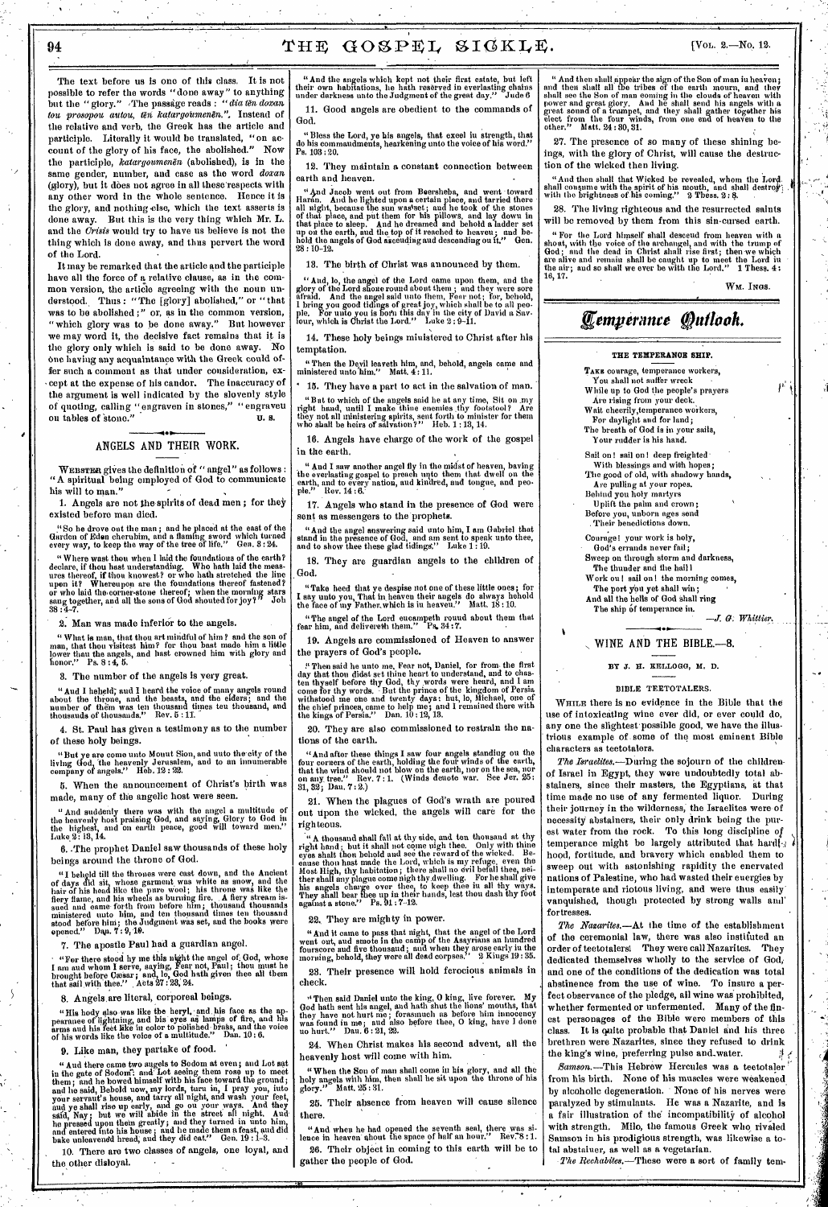The text before us is one of this class. It is not possible to refer the words "done away" to anything but the "glory." The passage reads: "*dia tēn doxan tou prosopou autou, tēn katargoumenēn.*" Instead of the relative and verb, the Greek has the article and participle. Literally it would be translated, "on account of the glory of his face, the abolished." Now the participle, *katargoumenēn* (abolished), is in the same gender, number, and case as the word *doxan* (glory), but it does not agree in all these respects with any other word in the whole sentence. Hence it is the glory, and nothing else, which the text asserts is done away. But this is the very thing which Mr. L. and the *Crisis* would try to have us believe is not the thing which is done away, and thus pervert the word of the Lord.

It may be remarked that the article and the participle have all the force of a relative clause, as in the common version, the article agreeing with the noun understood. Thus: "The [glory] abolished," or "that was to be abolished;" or, as in the common version, "which glory was to be done away." But however we may word it, the decisive fact remains that it is the glory only which is said to be done away. No one having any acquaintance with the Greek could offer such a comment as that under consideration, except at the expense of his candor. The inaccuracy of the argument is well indicated by the slovenly style of quoting, calling "engraven in stones," "engraved on tables of stone." — U. S.

## ANGELS AND THEIR WORK.

WEBSTER gives the definition of "angel" as follows: "A spiritual being employed of God to communicate his will to man."

1. Angels are not the spirits of dead men; for they existed before man died.

"So he drove out the man; and he placed at the east of the Garden of Eden cherubim, and a flaming sword which turned every way, to keep the way of the tree of life." Gen. 3 : 24.

"Where wast thou when I laid the foundations of the earth? declare, if thou hast understanding. Who hath laid the measures thereof, if thou knowest? or who hath stretched the line upon it? Whereupon are the foundations thereof fastened? or who laid the corner-stone thereof; when the morning stars sang together, and all the sons of God shouted for joy?" Job 38 : 4-7.

2. Man was made inferior to the angels.

"What is man, that thou art mindful of him? and the son of man, that thou visitest him? for thou hast made him a little lower than the angels, and hast crowned him with glory and honor." Ps. 8 : 4, 5.

3. The number of the angels is very great.

"And I beheld, and I heard the voice of many angels round about the throne, and the beasts, and the elders; and the number of them was ten thousand times ten thousand, and thousands of thousands." Rev. 5 : 11.

4. St. Paul has given a testimony as to the number of these holy beings.

"But ye are come unto Mount Sion, and unto the city of the living God, the heavenly Jerusalem, and to an innumerable company of angels." Heb. 12 : 22.

5. When the announcement of Christ's birth was made, many of the angelic host were seen.

"And suddenly there was with the angel a multitude of the heavenly host praising God, and saying, Glory to God in the highest, and on earth peace, good will toward men." Luke 2 : 13, 14.

6. The prophet Daniel saw thousands of these holy beings around the throne of God.

"I beheld till the thrones were cast down, and the Ancient of days did sit, whose garment was white as snow, and the hair of his head like the pure wool; his throne was like the fiery flame, and his wheels as burning fire. A fiery stream issued and came forth from before him; thousand thousands ministered unto him, and ten thousand times ten thousand stood before him; the Judgment was set, and the books were opened." Dan. 7 : 9, 10.

7. The apostle Paul had a guardian angel.

"For there stood by me this night the angel of God, whose I am and whom I serve, saying, Fear not, Paul; thou must be brought before Cæsar; and, lo, God hath given thee all them that sail with thee." Acts 27 : 23, 24.

8. Angels are literal, corporeal beings.

"His body also was like the beryl, and his face as the appearance of lightning, and his eyes as lamps of fire, and his arms and his feet like in color to polished brass, and the voice of his words like the voice of a multitude." Dan. 10 : 6.

9. Like man, they partake of food.

"And there came two angels to Sodom at even; and Lot sat in the gate of Sodom; and Lot seeing them rose up to meet them; and he bowed himself with his face toward the ground; and he said, Behold now, my lords, turn in, I pray you, into your servant's house, and tarry all night, and wash your feet, and ye shall rise up early, and go on your ways. And they said, Nay; but we will abide in the street all night. And he pressed upon them greatly; and they turned in unto him, and entered into his house; and he made them a feast, and did bake unleavened bread, and they did eat." Gen. 19 : 1-3.

10. There are two classes of angels, one loyal, and the other disloyal.

"And the angels which kept not their first estate, but left their own habitations, he hath reserved in everlasting chains under darkness unto the Judgment of the great day." Jude 6

11. Good angels are obedient to the commands of God.

"Bless the Lord, ye his angels, that excel in strength, that do his commandments, hearkening unto the voice of his word." Ps. 103 : 20.

12. They maintain a constant connection between earth and heaven.

"And Jacob went out from Beersheba, and went toward Haran. And he lighted upon a certain place, and tarried there all night, because the sun was set; and he took of the stones of that place, and put them for his pillows, and lay down in that place to sleep. And he dreamed and behold a ladder set up on the earth, and the top of it reached to heaven; and behold the angels of God ascending and descending on it." Gen. 28 : 10-12.

13. The birth of Christ was announced by them.

"And, lo, the angel of the Lord came upon them, and the glory of the Lord shone round about them; and they were sore afraid. And the angel said unto them, Fear not; for, behold, I bring you good tidings of great joy, which shall be to all people. For unto you is born this day in the city of David a Saviour, which is Christ the Lord." Luke 2 : 9-11.

14. These holy beings ministered to Christ after his temptation.

"Then the Devil leaveth him, and, behold, angels came and ministered unto him." Matt. 4 : 11.

15. They have a part to act in the salvation of man.

"But to which of the angels said he at any time, Sit on my right hand, until I make thine enemies thy footstool? Are they not all ministering spirits, sent forth to minister for them who shall be heirs of salvation?" Heb. 1 : 13, 14.

16. Angels have charge of the work of the gospel in the earth.

"And I saw another angel fly in the midst of heaven, having the everlasting gospel to preach unto them that dwell on the earth, and to every nation, and kindred, and tongue, and people." Rev. 14 : 6.

17. Angels who stand in the presence of God were sent as messengers to the prophets.

"And the angel answering said unto him, I am Gabriel that stand in the presence of God, and am sent to speak unto thee, and to show thee these glad tidings." Luke 1 : 19.

18. They are guardian angels to the children of God.

"Take heed that ye despise not one of these little ones; for I say unto you, That in heaven their angels do always behold the face of my Father which is in heaven." Matt. 18 : 10.

"The angel of the Lord encampeth round about them that fear him, and delivereth them." Ps. 34 : 7.

19. Angels are commissioned of Heaven to answer the prayers of God's people.

"Then said he unto me, Fear not, Daniel, for from the first day that thou didst set thine heart to understand, and to chasten thyself before thy God, thy words were heard, and I am come for thy words. But the prince of the kingdom of Persia withstood me one and twenty days: but, lo, Michael, one of the chief princes, came to help me; and I remained there with the kings of Persia." Dan. 10 : 12, 13.

20. They are also commissioned to restrain the nations of the earth.

"And after these things I saw four angels standing on the four corners of the earth, holding the four winds of the earth, that the wind should not blow on the earth, nor on the sea, nor on any tree." Rev. 7 : 1. (Winds denote war. See Jer. 25 : 31, 32; Dan. 7 : 2.)

21. When the plagues of God's wrath are poured out upon the wicked, the angels will care for the righteous.

"A thousand shall fall at thy side, and ten thousand at thy right hand; but it shall not come nigh thee. Only with thine eyes shalt thou behold and see the reward of the wicked. Because thou hast made the Lord, which is my refuge, even the Most High, thy habitation; there shall no evil befall thee, neither shall any plague come nigh thy dwelling. For he shall give his angels charge over thee, to keep thee in all thy ways. They shall bear thee up in their hands, lest thou dash thy foot against a stone." Ps. 91 : 7-12.

22. They are mighty in power.

"And it came to pass that night, that the angel of the Lord went out, and smote in the camp of the Assyrians an hundred fourscore and five thousand; and when they arose early in the morning, behold, they were all dead corpses." 2 Kings 19 : 35.

23. Their presence will hold ferocious animals in check.

"Then said Daniel unto the king, O king, live forever. My God hath sent his angel, and hath shut the lions' mouths, that they have not hurt me; forasmuch as before him innocency was found in me; and also before thee, O king, have I done no hurt." Dan. 6 : 21, 22.

24. When Christ makes his second advent, all the heavenly host will come with him.

"When the Son of man shall come in his glory, and all the holy angels with him, then shall he sit upon the throne of his glory." Matt. 25 : 31.

25. Their absence from heaven will cause silence there.

"And when he had opened the seventh seal, there was silence in heaven about the space of half an hour." Rev. 8 : 1.

26. Their object in coming to this earth will be to gather the people of God.

"And then shall appear the sign of the Son of man in heaven; and then shall all the tribes of the earth mourn, and they shall see the Son of man coming in the clouds of heaven with power and great glory. And he shall send his angels with a great sound of a trumpet, and they shall gather together his elect from the four winds, from one end of heaven to the other." Matt. 24 : 30, 31.

27. The presence of so many of these shining beings, with the glory of Christ, will cause the destruction of the wicked then living.

"And then shall that Wicked be revealed, whom the Lord shall consume with the spirit of his mouth, and shall destroy with the brightness of his coming." 2 Thess. 2 : 8.

28. The living righteous and the resurrected saints will be removed by them from this sin-cursed earth.

"For the Lord himself shall descend from heaven with a shout, with the voice of the archangel, and with the trump of God; and the dead in Christ shall rise first; then we which are alive and remain shall be caught up to meet the Lord in the air; and so shall we ever be with the Lord." 1 Thess. 4 : 16, 17.

WM. INGS.

# Temperance Outlook.

### THE TEMPERANCE SHIP.

TAKE courage, temperance workers,
You shall not suffer wreck
While up to God the people's prayers
Are rising from your deck.
Wait cheerily, temperance workers,
For daylight and for land;
The breath of God is in your sails,
Your rudder is his hand.

Sail on! sail on! deep freighted
With blessings and with hopes;
The good of old, with shadowy hands,
Are pulling at your ropes.
Behind you holy martyrs
Uplift the palm and crown;
Before you, unborn ages send
Their benedictions down.

Courage! your work is holy,
God's errands never fail;
Sweep on through storm and darkness,
The thunder and the hail!
Work on! sail on! the morning comes,
The port you yet shall win;
And all the bells of God shall ring
The ship of temperance in.

—*J. G. Whittier.*

## WINE AND THE BIBLE.—8.

BY J. H. KELLOGG, M. D.

### BIBLE TEETOTALERS.

WHILE there is no evidence in the Bible that the use of intoxicating wine ever did, or ever could do, any one the slightest possible good, we have the illustrious example of some of the most eminent Bible characters as teetotalers.

*The Israelites.*—During the sojourn of the children of Israel in Egypt, they were undoubtedly total abstainers, since their masters, the Egyptians, at that time made no use of any fermented liquor. During their journey in the wilderness, the Israelites were of necessity abstainers, their only drink being the purest water from the rock. To this long discipline of temperance might be largely attributed that hardihood, fortitude, and bravery which enabled them to sweep out with astonishing rapidity the enervated nations of Palestine, who had wasted their energies by intemperate and riotous living, and were thus easily vanquished, though protected by strong walls and fortresses.

*The Nazarites.*—At the time of the establishment of the ceremonial law, there was also instituted an order of teetotalers. They were called Nazarites. They dedicated themselves wholly to the service of God, and one of the conditions of the dedication was total abstinence from the use of wine. To insure a perfect observance of the pledge, all wine was prohibited, whether fermented or unfermented. Many of the finest personages of the Bible were members of this class. It is quite probable that Daniel and his three brethren were Nazarites, since they refused to drink the king's wine, preferring pulse and water.

*Samson.*—This Hebrew Hercules was a teetotaler from his birth. None of his muscles were weakened by alcoholic degeneration. None of his nerves were paralyzed by stimulants. He was a Nazarite, and is a fair illustration of the incompatibility of alcohol with strength. Milo, the famous Greek who rivaled Samson in his prodigious strength, was likewise a total abstainer, as well as a vegetarian.

*The Rechabites.*—These were a sort of family tem-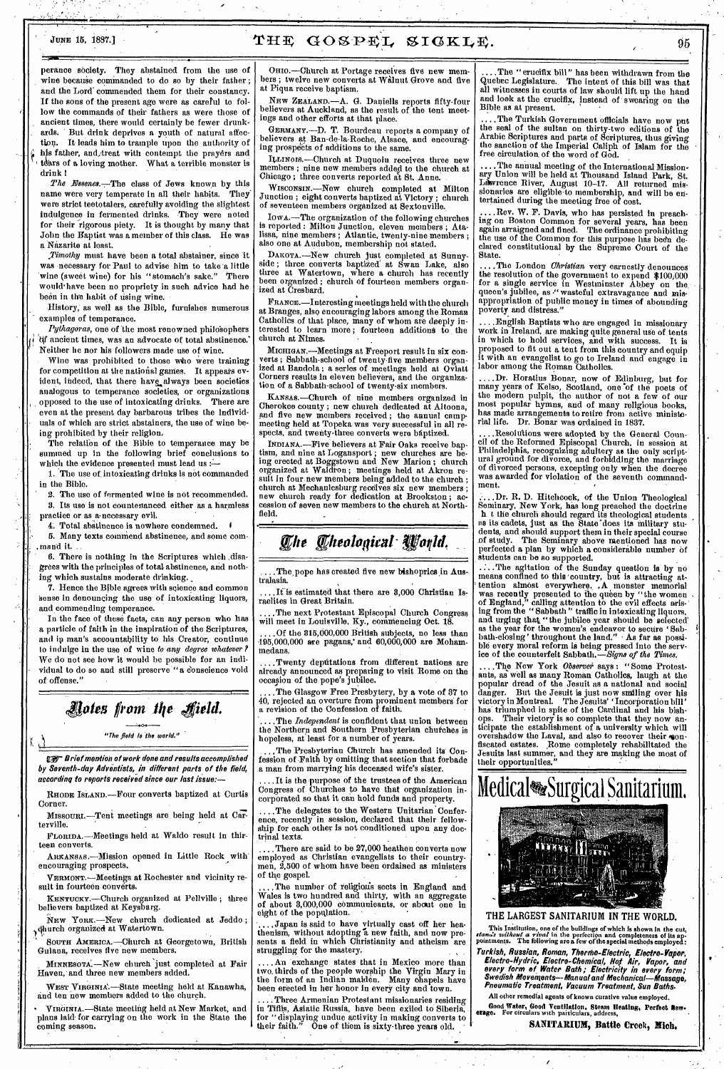perance society. They abstained from the use of wine because commanded to do so by their father; and the Lord commended them for their constancy. If the sons of the present age were as careful to follow the commands of their fathers as were those of ancient times, there would certainly be fewer drunkards. But drink deprives a youth of natural affection. It leads him to trample upon the authority of his father, and treat with contempt the prayers and tears of a loving mother. What a terrible monster is drink!

*The Essenes.*—The class of Jews known by this name were very temperate in all their habits. They were strict teetotalers, carefully avoiding the slightest indulgence in fermented drinks. They were noted for their rigorous piety. It is thought by many that John the Baptist was a member of this class. He was a Nazarite at least.

*Timothy* must have been a total abstainer, since it was necessary for Paul to advise him to take a little wine (sweet wine) for his "stomach's sake." There would have been no propriety in such advice had he been in the habit of using wine.

History, as well as the Bible, furnishes numerous examples of temperance.

*Pythagoras*, one of the most renowned philosophers of ancient times, was an advocate of total abstinence. Neither he nor his followers made use of wine.

Wine was prohibited to those who were training for competition at the national games. It appears evident, indeed, that there have always been societies analogous to temperance societies, or organizations opposed to the use of intoxicating drinks. There are even at the present day barbarous tribes the individuals of which are strict abstainers, the use of wine being prohibited by their religion.

The relation of the Bible to temperance may be summed up in the following brief conclusions to which the evidence presented must lead us:—

1. The use of intoxicating drinks is not commanded in the Bible.
2. The use of fermented wine is not recommended.
3. Its use is not countenanced either as a harmless practice or as a necessary evil.
4. Total abstinence is nowhere condemned.
5. Many texts commend abstinence, and some command it.
6. There is nothing in the Scriptures which disagrees with the principles of total abstinence, and nothing which sustains moderate drinking.
7. Hence the Bible agrees with science and common sense in denouncing the use of intoxicating liquors, and commending temperance.

In the face of these facts, can any person who has a particle of faith in the inspiration of the Scriptures, and in man's accountability to his Creator, continue to indulge in the use of wine *to any degree whatever?* We do not see how it would be possible for an individual to do so and still preserve "a conscience void of offense."

## Notes from the Field.

*"The field is the world."*

***Brief mention of work done and results accomplished by Seventh-day Adventists, in different parts of the field, according to reports received since our last issue:—***

RHODE ISLAND.—Four converts baptized at Curtis Corner.

MISSOURI.—Tent meetings are being held at Carterville.

FLORIDA.—Meetings held at Waldo result in thirteen converts.

ARKANSAS.—Mission opened in Little Rock with encouraging prospects.

VERMONT.—Meetings at Rochester and vicinity result in fourteen converts.

KENTUCKY.—Church organized at Pellville; three believers baptized at Keysburg.

NEW YORK.—New church dedicated at Jeddo; church organized at Watertown.

SOUTH AMERICA.—Church at Georgetown, British Guiana, receives five new members.

MINNESOTA.—New church just completed at Fair Haven, and three new members added.

WEST VIRGINIA.—State meeting held at Kanawha, and ten new members added to the church.

VIRGINIA.—State meeting held at New Market, and plans laid for carrying on the work in the State the coming season.

OHIO.—Church at Portage receives five new members; twelve new converts at Walnut Grove and five at Piqua receive baptism.

NEW ZEALAND.—A. G. Daniells reports fifty-four believers at Auckland, as the result of the tent meetings and other efforts at that place.

GERMANY.—D. T. Bourdeau reports a company of believers at Ban-de-la-Roche, Alsace, and encouraging prospects of additions to the same.

ILLINOIS.—Church at Duquoin receives three new members; nine new members added to the church at Chicago; three converts reported at St. Anne.

WISCONSIN.—New church completed at Milton Junction; eight converts baptized at Victory; church of seventeen members organized at Sextonville.

IOWA.—The organization of the following churches is reported: Milton Junction, eleven members; Atalissa, nine members; Atlantic, twenty-nine members; also one at Audubon, membership not stated.

DAKOTA.—New church just completed at Sunnyside; three converts baptized at Swan Lake, also three at Watertown, where a church has recently been organized; church of fourteen members organized at Cresbard.

FRANCE.—Interesting meetings held with the church at Branges, also encouraging labors among the Roman Catholics of that place, many of whom are deeply interested to learn more; fourteen additions to the church at Nîmes.

MICHIGAN.—Meetings at Freeport result in six converts; Sabbath-school of twenty-five members organized at Bandola; a series of meetings held at Oviatt Corners results in eleven believers, and the organization of a Sabbath-school of twenty-six members.

KANSAS.—Church of nine members organized in Cherokee county; new church dedicated at Altoona, and five new members received; the annual camp-meeting held at Topeka was very successful in all respects, and twenty-three converts were baptized.

INDIANA.—Five believers at Fair Oaks receive baptism, and nine at Logansport; new churches are being erected at Boggstown and New Marion; church organized at Waldron; meetings held at Akron result in four new members being added to the church; church at Mechanicsburg receives six new members; new church ready for dedication at Brookston; accession of seven new members to the church at Northfield.

## The Theological World.

....The pope has created five new bishoprics in Australasia.

....It is estimated that there are 3,000 Christian Israelites in Great Britain.

....The next Protestant Episcopal Church Congress will meet in Louisville, Ky., commencing Oct. 18.

....Of the 315,000,000 British subjects, no less than 195,000,000 are pagans, and 60,000,000 are Mohammedans.

....Twenty deputations from different nations are already announced as preparing to visit Rome on the occasion of the pope's jubilee.

....The Glasgow Free Presbytery, by a vote of 37 to 40, rejected an overture from prominent members for a revision of the Confession of Faith.

....The *Independent* is confident that union between the Northern and Southern Presbyterian churches is hopeless, at least for a number of years.

....The Presbyterian Church has amended its Confession of Faith by omitting that section that forbade a man from marrying his deceased wife's sister.

....It is the purpose of the trustees of the American Congress of Churches to have that organization incorporated so that it can hold funds and property.

....The delegates to the Western Unitarian Conference, recently in session, declared that their fellowship for each other is not conditioned upon any doctrinal texts.

....There are said to be 27,000 heathen converts now employed as Christian evangelists to their countrymen, 2,500 of whom have been ordained as ministers of the gospel.

....The number of religious sects in England and Wales is two hundred and thirty, with an aggregate of about 3,000,000 communicants, or about one in eight of the population.

....Japan is said to have virtually cast off her heathenism, without adopting a new faith, and now presents a field in which Christianity and atheism are struggling for the mastery.

....An exchange states that in Mexico more than two thirds of the people worship the Virgin Mary in the form of an Indian maiden. Many chapels have been erected in her honor in every city and town.

....Three Armenian Protestant missionaries residing in Tiflis, Asiatic Russia, have been exiled to Siberia, for "displaying undue activity in making converts to their faith." One of them is sixty-three years old.

....The "crucifix bill" has been withdrawn from the Quebec Legislature. The intent of this bill was that all witnesses in courts of law should lift up the hand and look at the crucifix, instead of swearing on the Bible as at present.

....The Turkish Government officials have now put the seal of the sultan on thirty-two editions of the Arabic Scriptures and parts of Scriptures, thus giving the sanction of the Imperial Caliph of Islam for the free circulation of the word of God.

....The annual meeting of the International Missionary Union will be held at Thousand Island Park, St. Lawrence River, August 10-17. All returned missionaries are eligible to membership, and will be entertained during the meeting free of cost.

....Rev. W. F. Davis, who has persisted in preaching on Boston Common for several years, has been again arraigned and fined. The ordinance prohibiting the use of the Common for this purpose has been declared constitutional by the Supreme Court of the State.

....The London *Christian* very earnestly denounces the resolution of the government to expend $100,000 for a single service in Westminster Abbey on the queen's jubilee, as "wasteful extravagance and misappropriation of public money in times of abounding poverty and distress."

....English Baptists who are engaged in missionary work in Ireland, are making quite general use of tents in which to hold services, and with success. It is proposed to fit out a tent from this country and equip it with an evangelist to go to Ireland and engage in labor among the Roman Catholics.

....Dr. Horatius Bonar, now of Edinburg, but for many years of Kelso, Scotland, one of the poets of the modern pulpit, the author of not a few of our most popular hymns, and of many religious books, has made arrangements to retire from active ministerial life. Dr. Bonar was ordained in 1837.

....Resolutions were adopted by the General Council of the Reformed Episcopal Church, in session at Philadelphia, recognizing adultery as the only scriptural ground for divorce, and forbidding the marriage of divorced persons, excepting only when the decree was awarded for violation of the seventh commandment.

....Dr. R. D. Hitchcock, of the Union Theological Seminary, New York, has long preached the doctrine that the church should regard its theological students as its cadets, just as the State does its military students, and should support them in their special course of study. The Seminary above mentioned has now perfected a plan by which a considerable number of students can be so supported.

....The agitation of the Sunday question is by no means confined to this country, but is attracting attention almost everywhere. A monster memorial was recently presented to the queen by "the women of England," calling attention to the evil effects arising from the "Sabbath" traffic in intoxicating liquors, and urging that "the jubilee year should be selected as the year for the women's endeavor to secure 'Sabbath-closing' throughout the land." As far as possible every moral reform is being pressed into the service of the counterfeit Sabbath.—*Signs of the Times.*

....The New York *Observer* says: "Some Protestants, as well as many Roman Catholics, laugh at the popular dread of the Jesuit as a national and social danger. But the Jesuit is just now smiling over his victory in Montreal. The Jesuits' 'Incorporation bill' has triumphed in spite of the Cardinal and his bishops. Their victory is so complete that they now anticipate the establishment of a university which will overshadow the Laval, and also to recover their confiscated estates. Rome completely rehabilitated the Jesuits last summer, and they are making the most of their opportunities."

# Medical and Surgical Sanitarium.

THE LARGEST SANITARIUM IN THE WORLD.

This Institution, one of the buildings of which is shown in the cut, *stands without a rival* in the perfection and completeness of its appointments. The following are a few of the special methods employed:

***Turkish, Russian, Roman, Thermo-Electric, Electro-Vapor, Electro-Hydric, Electro-Chemical, Hot Air, Vapor, and every form of Water Bath; Electricity in every form; Swedish Movements—Manual and Mechanical—Massage, Pneumatic Treatment, Vacuum Treatment, Sun Baths.***

All other remedial agents of known curative value employed.

**Good Water, Good Ventilation, Steam Heating, Perfect Sewerage.** For circulars with particulars, address,

**SANITARIUM, Battle Creek, Mich.**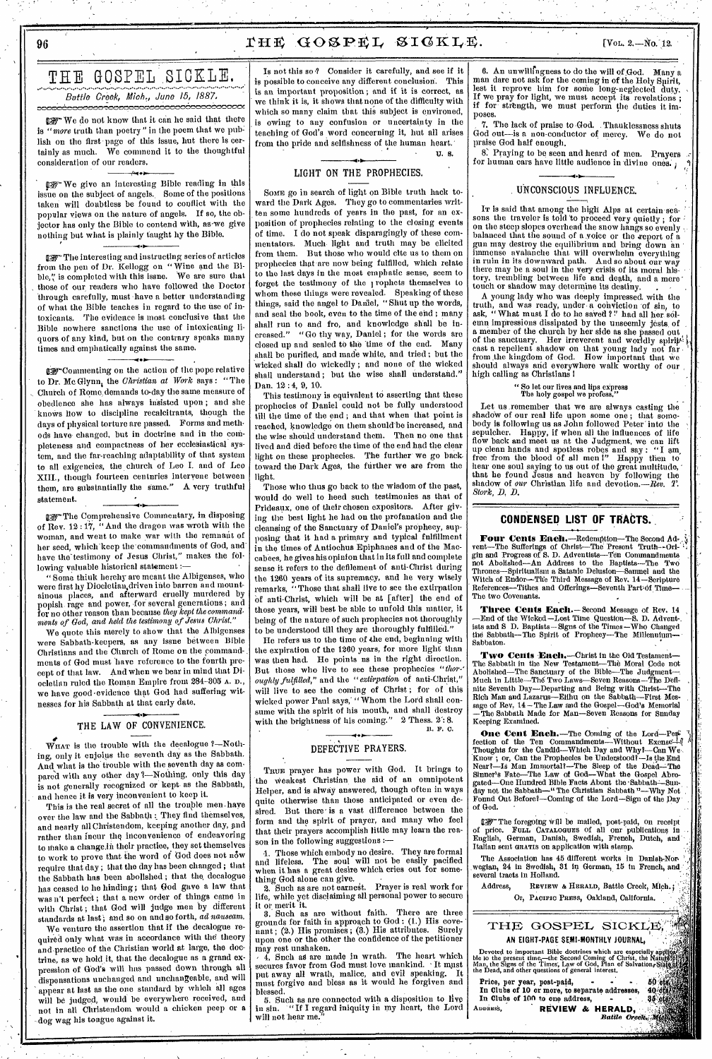# THE GOSPEL SICKLE.

*Battle Creek, Mich., June 15, 1887.*

☞ We do not know that it can be said that there is "*more* truth than poetry" in the poem that we publish on the first page of this issue, but there is certainly as much. We commend it to the thoughtful consideration of our readers.

☞ We give an interesting Bible reading in this issue on the subject of angels. Some of the positions taken will doubtless be found to conflict with the popular views on the nature of angels. If so, the objector has only the Bible to contend with, as we give nothing but what is plainly taught by the Bible.

☞ The interesting and instructing series of articles from the pen of Dr. Kellogg on "Wine and the Bible," is completed with this issue. We are sure that those of our readers who have followed the Doctor through carefully, must have a better understanding of what the Bible teaches in regard to the use of intoxicants. The evidence is most conclusive that the Bible nowhere sanctions the use of intoxicating liquors of any kind, but on the contrary speaks many times and emphatically against the same.

☞ Commenting on the action of the pope relative to Dr. Mc Glynn, the *Christian at Work* says: "The Church of Rome demands to-day the same measure of obedience she has always insisted upon; and she knows how to discipline recalcitrants, though the days of physical torture are passed. Forms and methods have changed, but in doctrine and in the completeness and compactness of her ecclesiastical system, and the far-reaching adaptability of that system to all exigencies, the church of Leo I. and of Leo XIII., though fourteen centuries intervene between them, are substantially the same." A very truthful statement.

☞ The Comprehensive Commentary, in disposing of Rev. 12:17, "And the dragon was wroth with the woman, and went to make war with the remnant of her seed, which keep the commandments of God, and have the testimony of Jesus Christ," makes the following valuable historical statement:—

"Some think hereby are meant the Albigenses, who were first by Diocletian driven into barren and mountainous places, and afterward cruelly murdered by popish rage and power, for several generations; and for no other reason than because *they kept the commandments of God, and held the testimony of Jesus Christ.*"

We quote this merely to show that the Albigenses were Sabbath-keepers, as any issue between Bible Christians and the Church of Rome on the commandments of God must have reference to the fourth precept of that law. And when we bear in mind that Diocletian ruled the Roman Empire from 284–305 A. D., we have good evidence that God had suffering witnesses for his Sabbath at that early date.

## THE LAW OF CONVENIENCE.

What is the trouble with the decalogue?—Nothing, only it enjoins the seventh day as the Sabbath. And what is the trouble with the seventh day as compared with any other day?—Nothing, only this day is not generally recognized or kept as the Sabbath, and hence it is very inconvenient to keep it.

This is the real secret of all the trouble men have over the law and the Sabbath: They find themselves, and nearly all Christendom, keeping another day, and rather than incur the inconvenience of endeavoring to make a change in their practice, they set themselves to work to prove that the word of God does not now require that day; that the day has been changed; that the Sabbath has been abolished; that the decalogue has ceased to be binding; that God gave a law that was n't perfect; that a new order of things came in with Christ; that God will judge men by different standards at last; and so on and so forth, *ad nauseam.*

We venture the assertion that if the decalogue required only what was in accordance with the theory and practice of the Christian world at large, the doctrine, as we hold it, that the decalogue as a grand expression of God's will has passed down through all dispensations unchanged and unchangeable, and will appear at last as the one standard by which all ages will be judged, would be everywhere received, and not in all Christendom would a chicken peep or a dog wag his tongue against it.

Is not this so? Consider it carefully, and see if it is possible to conceive any different conclusion. This is an important proposition; and if it is correct, as we think it is, it shows that none of the difficulty with which so many claim that this subject is environed, is owing to any confusion or uncertainty in the teaching of God's word concerning it, but all arises from the pride and selfishness of the human heart.

U. S.

## LIGHT ON THE PROPHECIES.

Some go in search of light on Bible truth back toward the Dark Ages. They go to commentaries written some hundreds of years in the past, for an exposition of prophecies relating to the closing events of time. I do not speak disparagingly of these commentators. Much light and truth may be elicited from them. But those who would cite us to them on prophecies that are now being fulfilled, which relate to the last days in the most emphatic sense, seem to forget the testimony of the prophets themselves to whom these things were revealed. Speaking of these things, said the angel to Daniel, "Shut up the words, and seal the book, even to the time of the end; many shall run to and fro, and knowledge shall be increased." "Go thy way, Daniel; for the words are closed up and sealed to the time of the end. Many shall be purified, and made white, and tried; but the wicked shall do wickedly; and none of the wicked shall understand; but the wise shall understand." Dan. 12:4, 9, 10.

This testimony is equivalent to asserting that these prophecies of Daniel could not be fully understood till the time of the end; and that when that point is reached, knowledge on them should be increased, and the wise should understand them. Then no one that lived and died before the time of the end had the clear light on these prophecies. The further we go back toward the Dark Ages, the further we are from the light.

Those who thus go back to the wisdom of the past, would do well to heed such testimonies as that of Prideaux, one of their chosen expositors. After giving the best light he had on the profanation and the cleansing of the Sanctuary of Daniel's prophecy, supposing that it had a primary and typical fulfillment in the times of Antiochus Epiphanes and of the Maccabees, he gives his opinion that in its full and complete sense it refers to the defilement of anti-Christ during the 1260 years of its supremacy, and he very wisely remarks, "Those that shall live to see the extirpation of anti-Christ, which will be at [after] the end of those years, will best be able to unfold this matter, it being of the nature of such prophecies not thoroughly to be understood till they are thoroughly fulfilled."

He refers us to the time of the end, beginning with the expiration of the 1260 years, for more light than was then had. He points us in the right direction. But those who live to see these prophecies "*thoroughly fulfilled,*" and the "*extirpation* of anti-Christ," will live to see the coming of Christ; for of this wicked power Paul says, "Whom the Lord shall consume with the spirit of his mouth, and shall destroy with the brightness of his coming." 2 Thess. 2:8.

R. F. C.

## DEFECTIVE PRAYERS.

True prayer has power with God. It brings to the weakest Christian the aid of an omnipotent Helper, and is alway answered, though often in ways quite otherwise than those anticipated or even desired. But there is a vast difference between the form and the spirit of prayer, and many who feel that their prayers accomplish little may learn the reason in the following suggestions:—

1. Those which embody no desire. They are formal and lifeless. The soul will not be easily pacified when it has a great desire which cries out for something God alone can give.

2. Such as are not earnest. Prayer is real work for life, while yet disclaiming all personal power to secure it or merit it.

3. Such as are without faith. There are three grounds for faith in approach to God: (1.) His covenant; (2.) His promises; (3.) His attributes. Surely upon one or the other the confidence of the petitioner may rest unshaken.

4. Such as are made in wrath. The heart which secures favor from God must love mankind. It must put away all wrath, malice, and evil speaking. It must forgive and bless as it would he forgiven and blessed.

5. Such as are connected with a disposition to live in sin. "If I regard iniquity in my heart, the Lord will not hear me."

6. An unwillingness to do the will of God. Many a man dare not ask for the coming in of the Holy Spirit, lest it reprove him for some long-neglected duty. If we pray for light, we must accept its revelations; if for strength, we must perform the duties it imposes.

7. The lack of praise to God. Thanklessness shuts God out—is a non-conductor of mercy. We do not praise God half enough.

8. Praying to be seen and heard of men. Prayers for human ears have little audience in divine ones.

## UNCONSCIOUS INFLUENCE.

It is said that among the high Alps at certain seasons the traveler is told to proceed very quietly; for on the steep slopes overhead the snow hangs so evenly balanced that the sound of a voice or the report of a gun may destroy the equilibrium and bring down an immense avalanche that will overwhelm everything in ruin in its downward path. And so about our way there may be a soul in the very crisis of its moral history, trembling between life and death, and a mere touch or shadow may determine its destiny.

A young lady who was deeply impressed with the truth, and was ready, under a conviction of sin, to ask, "What must I do to be saved?" had all her solemn impressions dissipated by the unseemly jests of a member of the church by her side as she passed out of the sanctuary. Her irreverent and worldly spirit cast a repellent shadow on that young lady not far from the kingdom of God. How important that we should always and everywhere walk worthy of our high calling as Christians!

"So let our lives and lips express
The holy gospel we profess."

Let us remember that we are always casting the shadow of our real life upon some one; that somebody is following us as John followed Peter into the sepulcher. Happy, if when all the influences of life flow back and meet us at the Judgment, we can lift up clean hands and spotless robes and say: "I am free from the blood of all men!" Happy then to hear one soul saying to us out of the great multitude, that he found Jesus and heaven by following the shadow of *our* Christian life and devotion.—*Rev. T. Stork, D. D.*

## CONDENSED LIST OF TRACTS.

**Four Cents Each.**—Redemption—The Second Advent—The Sufferings of Christ—The Present Truth—Origin and Progress of S. D. Adventists—Ten Commandments not Abolished—An Address to the Baptists—The Two Thrones—Spiritualism a Satanic Delusion—Samuel and the Witch of Endor—The Third Message of Rev. 14—Scripture References—Tithes and Offerings—Seventh Part of Time—The two Covenants.

**Three Cents Each.**—Second Message of Rev. 14—End of the Wicked—Lost Time Question—S. D. Adventists and S. D. Baptists—Signs of the Times—Who Changed the Sabbath—The Spirit of Prophecy—The Millennium—Sabbaton.

**Two Cents Each.**—Christ in the Old Testament—The Sabbath in the New Testament—The Moral Code not Abolished—The Sanctuary of the Bible—The Judgment—Much in Little—The Two Laws—Seven Reasons—The Definite Seventh Day—Departing and Being with Christ—The Rich Man and Lazarus—Elihu on the Sabbath—First Message of Rev. 14—The Law and the Gospel—God's Memorial—The Sabbath Made for Man—Seven Reasons for Sunday Keeping Examined.

**One Cent Each.**—The Coming of the Lord—Perfection of the Ten Commandments—Without Excuse—Thoughts for the Candid—Which Day and Why?—Can We Know; or, Can the Prophecies be Understood?—Is the End Near?—Is Man Immortal?—The Sleep of the Dead—The Sinner's Fate—The Law of God—What the Gospel Abrogated—One Hundred Bible Facts About the Sabbath—Sunday not the Sabbath—"The Christian Sabbath"—Why Not Found Out Before?—Coming of the Lord—Sign of the Day of God.

☞ The foregoing will be mailed, post-paid, on receipt of price. Full Catalogues of all our publications in English, German, Danish, Swedish, French, Dutch, and Italian sent gratis on application with stamp.

The Association has 45 different works in Danish-Norwegian, 24 in Swedish, 31 in German, 15 in French, and several tracts in Holland.

Address, Review & Herald, Battle Creek, Mich.;
Or, Pacific Press, Oakland, California.

## THE GOSPEL SICKLE,

**AN EIGHT-PAGE SEMI-MONTHLY JOURNAL,**

Devoted to important Bible doctrines which are especially applicable to the present time,—the Second Coming of Christ, the Nature of Man, the Signs of the Times, Law of God, Plan of Salvation, State of the Dead, and other questions of general interest.

| | |
|---|---|
| Price, per year, post-paid, | 50 cts. |
| In Clubs of 10 or more, to separate addresses, | 40 cts. |
| In Clubs of 100 to one address, | 35 cts. |

Address, **REVIEW & HERALD,**
*Battle Creek, Mich.*